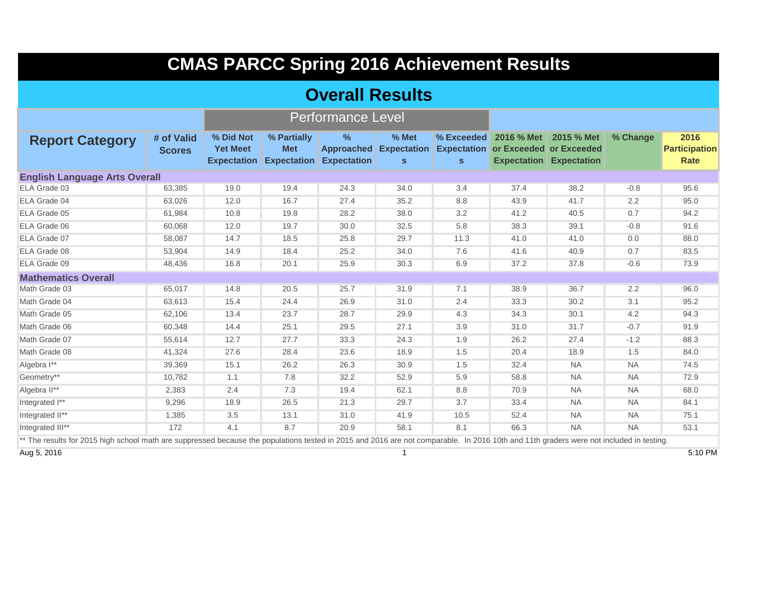# CMAS PARCC Spring 2016 Achievement Results

## Overall Results

| Report Category | # of Valid Scores | Performance Level | | | | | 2016 % Met or Exceeded Expectation | 2015 % Met or Exceeded Expectation | % Change | 2016 Participation Rate |
|---|---|---|---|---|---|---|---|---|---|---|
| | | % Did Not Yet Meet Expectation | % Partially Met Expectation | % Approached Expectation | % Met Expectations | % Exceeded Expectations | | | | |
| **English Language Arts Overall** | | | | | | | | | | |
| ELA Grade 03 | 63,385 | 19.0 | 19.4 | 24.3 | 34.0 | 3.4 | 37.4 | 38.2 | -0.8 | 95.6 |
| ELA Grade 04 | 63,026 | 12.0 | 16.7 | 27.4 | 35.2 | 8.8 | 43.9 | 41.7 | 2.2 | 95.0 |
| ELA Grade 05 | 61,984 | 10.8 | 19.8 | 28.2 | 38.0 | 3.2 | 41.2 | 40.5 | 0.7 | 94.2 |
| ELA Grade 06 | 60,068 | 12.0 | 19.7 | 30.0 | 32.5 | 5.8 | 38.3 | 39.1 | -0.8 | 91.6 |
| ELA Grade 07 | 58,087 | 14.7 | 18.5 | 25.8 | 29.7 | 11.3 | 41.0 | 41.0 | 0.0 | 88.0 |
| ELA Grade 08 | 53,904 | 14.9 | 18.4 | 25.2 | 34.0 | 7.6 | 41.6 | 40.9 | 0.7 | 83.5 |
| ELA Grade 09 | 48,436 | 16.8 | 20.1 | 25.9 | 30.3 | 6.9 | 37.2 | 37.8 | -0.6 | 73.9 |
| **Mathematics Overall** | | | | | | | | | | |
| Math Grade 03 | 65,017 | 14.8 | 20.5 | 25.7 | 31.9 | 7.1 | 38.9 | 36.7 | 2.2 | 96.0 |
| Math Grade 04 | 63,613 | 15.4 | 24.4 | 26.9 | 31.0 | 2.4 | 33.3 | 30.2 | 3.1 | 95.2 |
| Math Grade 05 | 62,106 | 13.4 | 23.7 | 28.7 | 29.9 | 4.3 | 34.3 | 30.1 | 4.2 | 94.3 |
| Math Grade 06 | 60,348 | 14.4 | 25.1 | 29.5 | 27.1 | 3.9 | 31.0 | 31.7 | -0.7 | 91.9 |
| Math Grade 07 | 55,614 | 12.7 | 27.7 | 33.3 | 24.3 | 1.9 | 26.2 | 27.4 | -1.2 | 88.3 |
| Math Grade 08 | 41,324 | 27.6 | 28.4 | 23.6 | 18.9 | 1.5 | 20.4 | 18.9 | 1.5 | 84.0 |
| Algebra I** | 39,369 | 15.1 | 26.2 | 26.3 | 30.9 | 1.5 | 32.4 | NA | NA | 74.5 |
| Geometry** | 10,782 | 1.1 | 7.8 | 32.2 | 52.9 | 5.9 | 58.8 | NA | NA | 72.9 |
| Algebra II** | 2,383 | 2.4 | 7.3 | 19.4 | 62.1 | 8.8 | 70.9 | NA | NA | 68.0 |
| Integrated I** | 9,296 | 18.9 | 26.5 | 21.3 | 29.7 | 3.7 | 33.4 | NA | NA | 84.1 |
| Integrated II** | 1,385 | 3.5 | 13.1 | 31.0 | 41.9 | 10.5 | 52.4 | NA | NA | 75.1 |
| Integrated III** | 172 | 4.1 | 8.7 | 20.9 | 58.1 | 8.1 | 66.3 | NA | NA | 53.1 |

** The results for 2015 high school math are suppressed because the populations tested in 2015 and 2016 are not comparable. In 2016 10th and 11th graders were not included in testing.

Aug 5, 2016 5:10 PM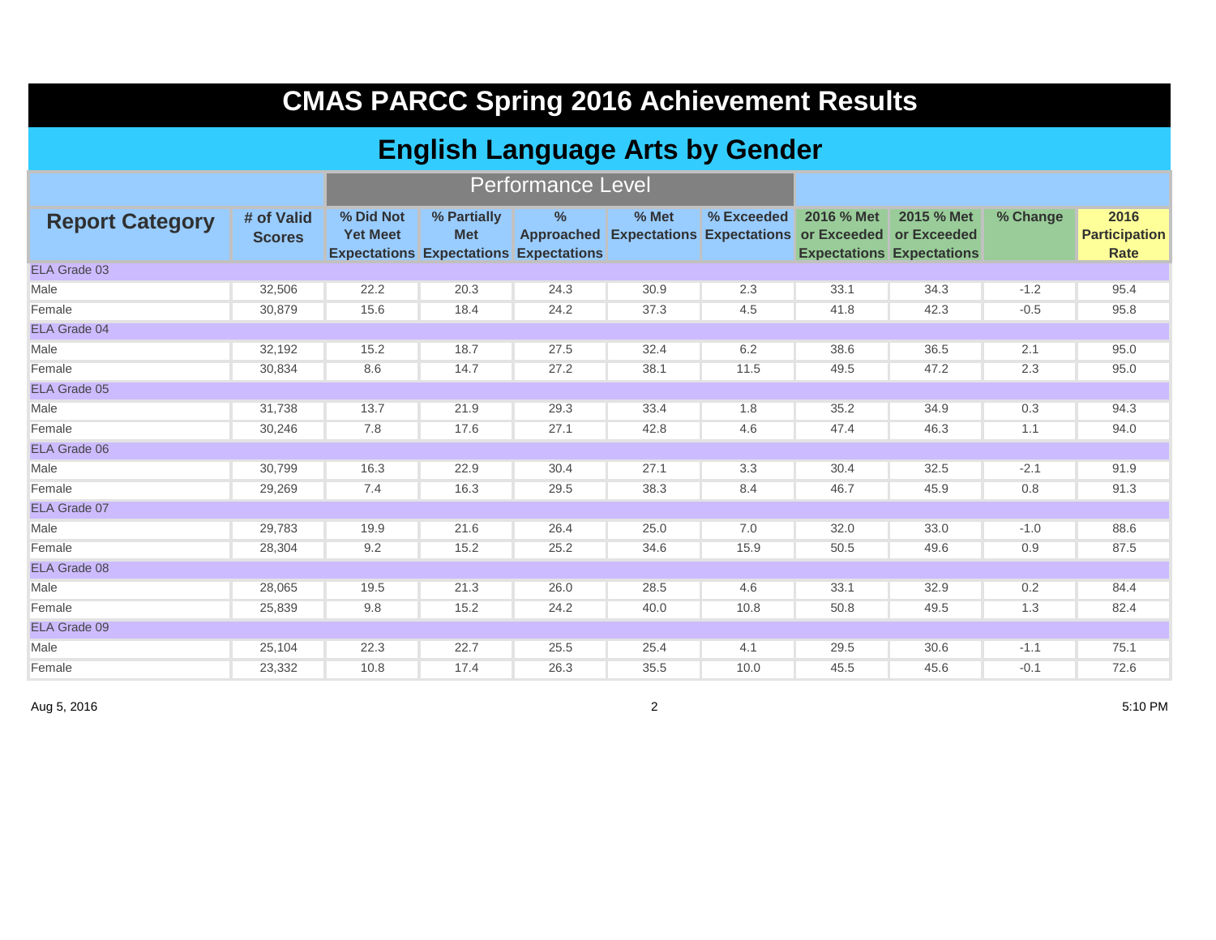# CMAS PARCC Spring 2016 Achievement Results

## English Language Arts by Gender

| | | Performance Level | | | | | | | | |
|---|---|---|---|---|---|---|---|---|---|---|
| **Report Category** | **# of Valid Scores** | **% Did Not Yet Meet Expectations** | **% Partially Met Expectations** | **% Approached Expectations** | **% Met Expectations** | **% Exceeded Expectations** | **2016 % Met or Exceeded Expectations** | **2015 % Met or Exceeded Expectations** | **% Change** | **2016 Participation Rate** |
| ELA Grade 03 | | | | | | | | | | |
| Male | 32,506 | 22.2 | 20.3 | 24.3 | 30.9 | 2.3 | 33.1 | 34.3 | -1.2 | 95.4 |
| Female | 30,879 | 15.6 | 18.4 | 24.2 | 37.3 | 4.5 | 41.8 | 42.3 | -0.5 | 95.8 |
| ELA Grade 04 | | | | | | | | | | |
| Male | 32,192 | 15.2 | 18.7 | 27.5 | 32.4 | 6.2 | 38.6 | 36.5 | 2.1 | 95.0 |
| Female | 30,834 | 8.6 | 14.7 | 27.2 | 38.1 | 11.5 | 49.5 | 47.2 | 2.3 | 95.0 |
| ELA Grade 05 | | | | | | | | | | |
| Male | 31,738 | 13.7 | 21.9 | 29.3 | 33.4 | 1.8 | 35.2 | 34.9 | 0.3 | 94.3 |
| Female | 30,246 | 7.8 | 17.6 | 27.1 | 42.8 | 4.6 | 47.4 | 46.3 | 1.1 | 94.0 |
| ELA Grade 06 | | | | | | | | | | |
| Male | 30,799 | 16.3 | 22.9 | 30.4 | 27.1 | 3.3 | 30.4 | 32.5 | -2.1 | 91.9 |
| Female | 29,269 | 7.4 | 16.3 | 29.5 | 38.3 | 8.4 | 46.7 | 45.9 | 0.8 | 91.3 |
| ELA Grade 07 | | | | | | | | | | |
| Male | 29,783 | 19.9 | 21.6 | 26.4 | 25.0 | 7.0 | 32.0 | 33.0 | -1.0 | 88.6 |
| Female | 28,304 | 9.2 | 15.2 | 25.2 | 34.6 | 15.9 | 50.5 | 49.6 | 0.9 | 87.5 |
| ELA Grade 08 | | | | | | | | | | |
| Male | 28,065 | 19.5 | 21.3 | 26.0 | 28.5 | 4.6 | 33.1 | 32.9 | 0.2 | 84.4 |
| Female | 25,839 | 9.8 | 15.2 | 24.2 | 40.0 | 10.8 | 50.8 | 49.5 | 1.3 | 82.4 |
| ELA Grade 09 | | | | | | | | | | |
| Male | 25,104 | 22.3 | 22.7 | 25.5 | 25.4 | 4.1 | 29.5 | 30.6 | -1.1 | 75.1 |
| Female | 23,332 | 10.8 | 17.4 | 26.3 | 35.5 | 10.0 | 45.5 | 45.6 | -0.1 | 72.6 |

Aug 5, 2016 5:10 PM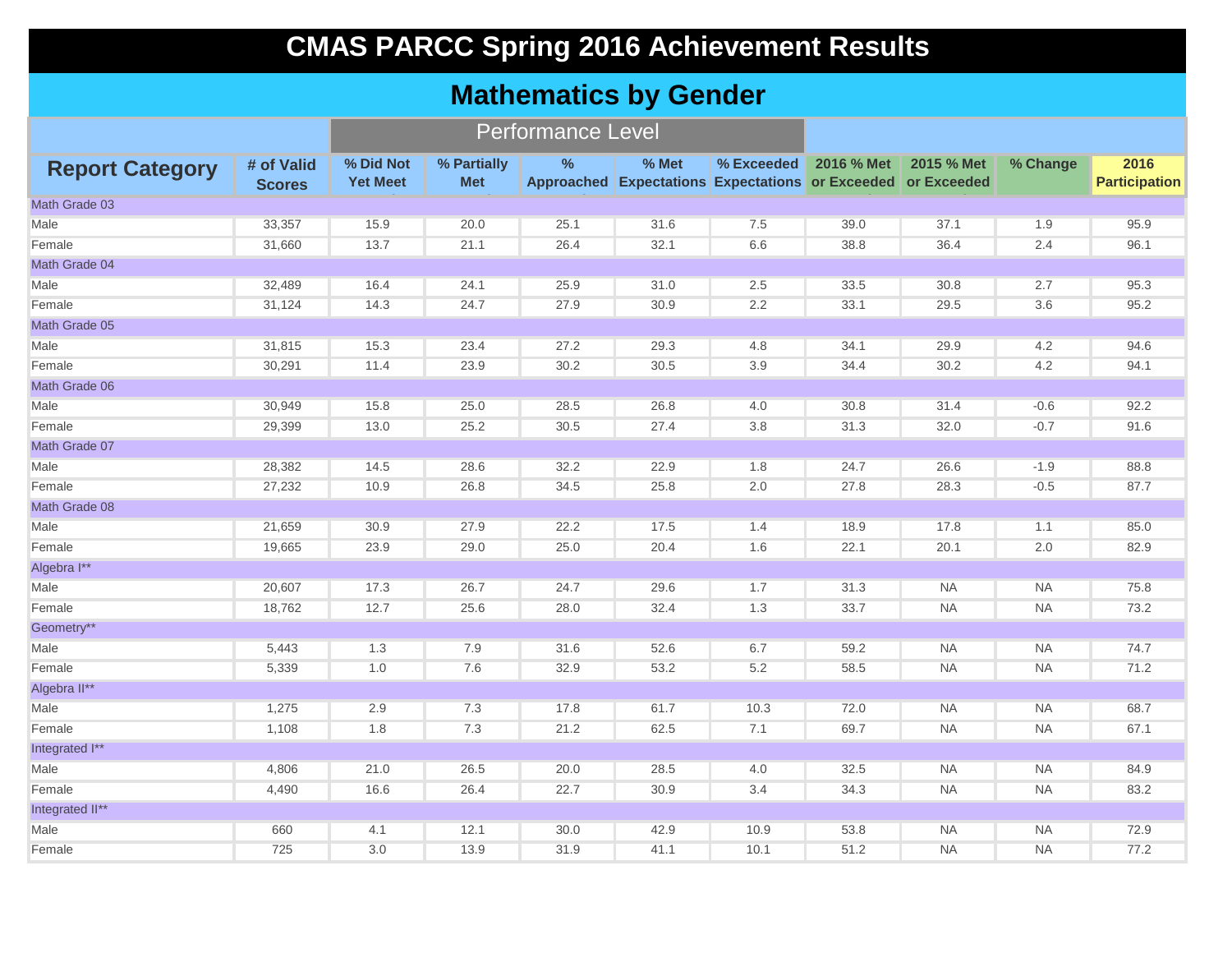# CMAS PARCC Spring 2016 Achievement Results

## Mathematics by Gender

| | | Performance Level | | | | | | | | |
|---|---|---|---|---|---|---|---|---|---|---|
| **Report Category** | **# of Valid Scores** | **% Did Not Yet Meet** | **% Partially Met** | **% Approached** | **% Met Expectations** | **% Exceeded Expectations** | **2016 % Met or Exceeded** | **2015 % Met or Exceeded** | **% Change** | **2016 Participation** |
| Math Grade 03 | | | | | | | | | | |
| Male | 33,357 | 15.9 | 20.0 | 25.1 | 31.6 | 7.5 | 39.0 | 37.1 | 1.9 | 95.9 |
| Female | 31,660 | 13.7 | 21.1 | 26.4 | 32.1 | 6.6 | 38.8 | 36.4 | 2.4 | 96.1 |
| Math Grade 04 | | | | | | | | | | |
| Male | 32,489 | 16.4 | 24.1 | 25.9 | 31.0 | 2.5 | 33.5 | 30.8 | 2.7 | 95.3 |
| Female | 31,124 | 14.3 | 24.7 | 27.9 | 30.9 | 2.2 | 33.1 | 29.5 | 3.6 | 95.2 |
| Math Grade 05 | | | | | | | | | | |
| Male | 31,815 | 15.3 | 23.4 | 27.2 | 29.3 | 4.8 | 34.1 | 29.9 | 4.2 | 94.6 |
| Female | 30,291 | 11.4 | 23.9 | 30.2 | 30.5 | 3.9 | 34.4 | 30.2 | 4.2 | 94.1 |
| Math Grade 06 | | | | | | | | | | |
| Male | 30,949 | 15.8 | 25.0 | 28.5 | 26.8 | 4.0 | 30.8 | 31.4 | -0.6 | 92.2 |
| Female | 29,399 | 13.0 | 25.2 | 30.5 | 27.4 | 3.8 | 31.3 | 32.0 | -0.7 | 91.6 |
| Math Grade 07 | | | | | | | | | | |
| Male | 28,382 | 14.5 | 28.6 | 32.2 | 22.9 | 1.8 | 24.7 | 26.6 | -1.9 | 88.8 |
| Female | 27,232 | 10.9 | 26.8 | 34.5 | 25.8 | 2.0 | 27.8 | 28.3 | -0.5 | 87.7 |
| Math Grade 08 | | | | | | | | | | |
| Male | 21,659 | 30.9 | 27.9 | 22.2 | 17.5 | 1.4 | 18.9 | 17.8 | 1.1 | 85.0 |
| Female | 19,665 | 23.9 | 29.0 | 25.0 | 20.4 | 1.6 | 22.1 | 20.1 | 2.0 | 82.9 |
| Algebra I** | | | | | | | | | | |
| Male | 20,607 | 17.3 | 26.7 | 24.7 | 29.6 | 1.7 | 31.3 | NA | NA | 75.8 |
| Female | 18,762 | 12.7 | 25.6 | 28.0 | 32.4 | 1.3 | 33.7 | NA | NA | 73.2 |
| Geometry** | | | | | | | | | | |
| Male | 5,443 | 1.3 | 7.9 | 31.6 | 52.6 | 6.7 | 59.2 | NA | NA | 74.7 |
| Female | 5,339 | 1.0 | 7.6 | 32.9 | 53.2 | 5.2 | 58.5 | NA | NA | 71.2 |
| Algebra II** | | | | | | | | | | |
| Male | 1,275 | 2.9 | 7.3 | 17.8 | 61.7 | 10.3 | 72.0 | NA | NA | 68.7 |
| Female | 1,108 | 1.8 | 7.3 | 21.2 | 62.5 | 7.1 | 69.7 | NA | NA | 67.1 |
| Integrated I** | | | | | | | | | | |
| Male | 4,806 | 21.0 | 26.5 | 20.0 | 28.5 | 4.0 | 32.5 | NA | NA | 84.9 |
| Female | 4,490 | 16.6 | 26.4 | 22.7 | 30.9 | 3.4 | 34.3 | NA | NA | 83.2 |
| Integrated II** | | | | | | | | | | |
| Male | 660 | 4.1 | 12.1 | 30.0 | 42.9 | 10.9 | 53.8 | NA | NA | 72.9 |
| Female | 725 | 3.0 | 13.9 | 31.9 | 41.1 | 10.1 | 51.2 | NA | NA | 77.2 |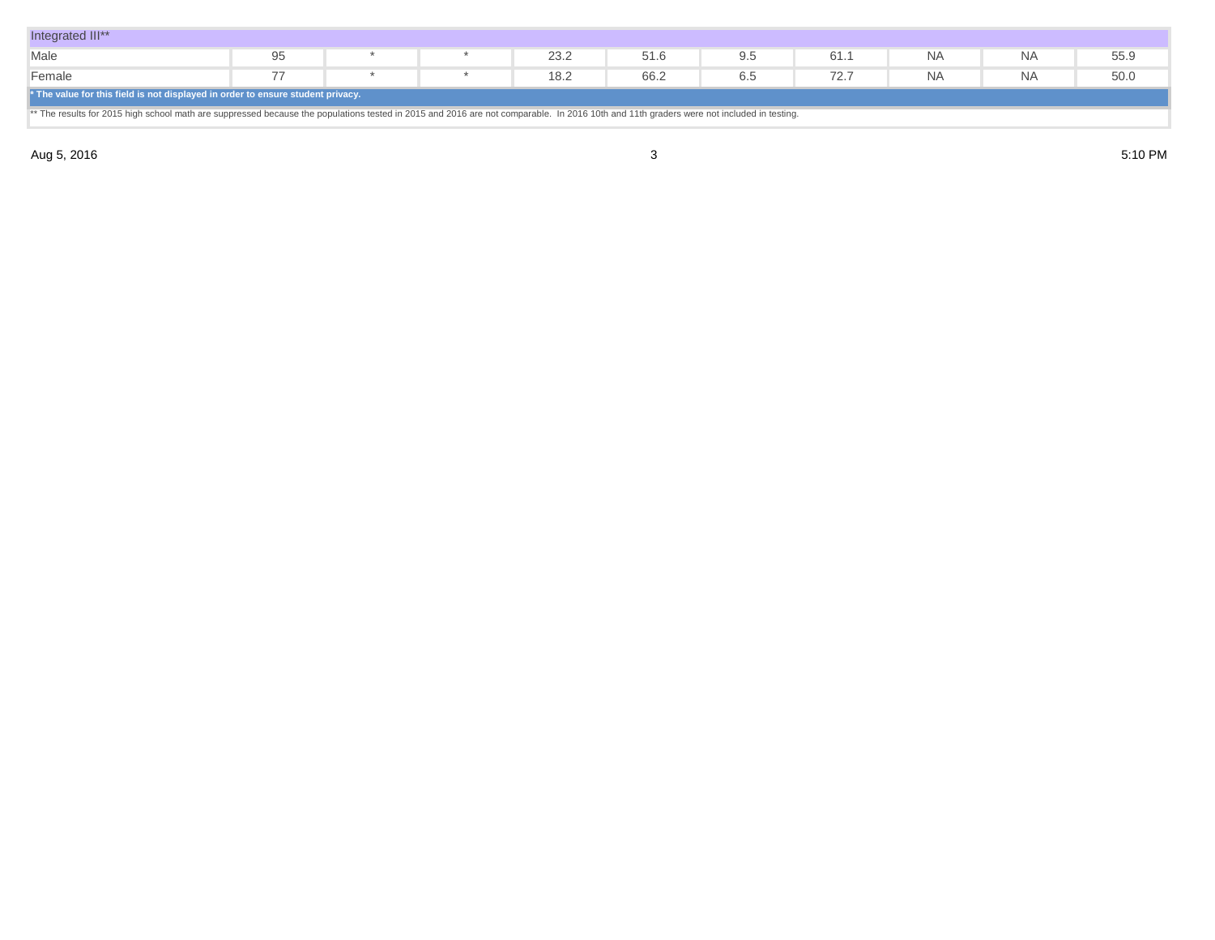| | | | | | | | | | | |
|---|---|---|---|---|---|---|---|---|---|---|
| Integrated III** | | | | | | | | | | |
| Male | 95 | * | * | 23.2 | 51.6 | 9.5 | 61.1 | NA | NA | 55.9 |
| Female | 77 | * | * | 18.2 | 66.2 | 6.5 | 72.7 | NA | NA | 50.0 |

**\* The value for this field is not displayed in order to ensure student privacy.**

** The results for 2015 high school math are suppressed because the populations tested in 2015 and 2016 are not comparable.  In 2016 10th and 11th graders were not included in testing.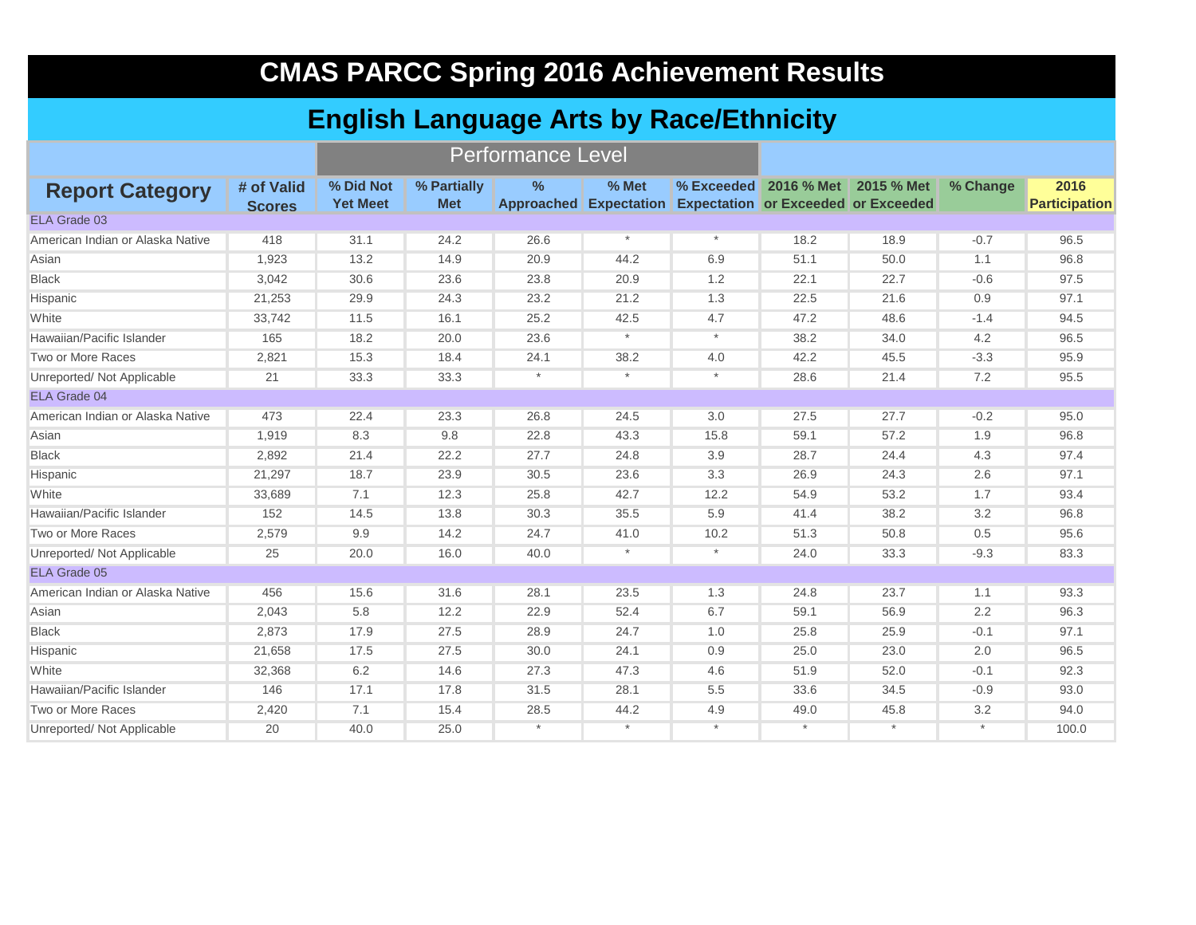# CMAS PARCC Spring 2016 Achievement Results

## English Language Arts by Race/Ethnicity

| | | Performance Level | | | | | | | | |
|---|---|---|---|---|---|---|---|---|---|---|
| Report Category | # of Valid Scores | % Did Not Yet Meet | % Partially Met | % Approached | % Met Expectation | % Exceeded Expectation | 2016 % Met or Exceeded | 2015 % Met or Exceeded | % Change | 2016 Participation |
| ELA Grade 03 | | | | | | | | | | |
| American Indian or Alaska Native | 418 | 31.1 | 24.2 | 26.6 | * | * | 18.2 | 18.9 | -0.7 | 96.5 |
| Asian | 1,923 | 13.2 | 14.9 | 20.9 | 44.2 | 6.9 | 51.1 | 50.0 | 1.1 | 96.8 |
| Black | 3,042 | 30.6 | 23.6 | 23.8 | 20.9 | 1.2 | 22.1 | 22.7 | -0.6 | 97.5 |
| Hispanic | 21,253 | 29.9 | 24.3 | 23.2 | 21.2 | 1.3 | 22.5 | 21.6 | 0.9 | 97.1 |
| White | 33,742 | 11.5 | 16.1 | 25.2 | 42.5 | 4.7 | 47.2 | 48.6 | -1.4 | 94.5 |
| Hawaiian/Pacific Islander | 165 | 18.2 | 20.0 | 23.6 | * | * | 38.2 | 34.0 | 4.2 | 96.5 |
| Two or More Races | 2,821 | 15.3 | 18.4 | 24.1 | 38.2 | 4.0 | 42.2 | 45.5 | -3.3 | 95.9 |
| Unreported/ Not Applicable | 21 | 33.3 | 33.3 | * | * | * | 28.6 | 21.4 | 7.2 | 95.5 |
| ELA Grade 04 | | | | | | | | | | |
| American Indian or Alaska Native | 473 | 22.4 | 23.3 | 26.8 | 24.5 | 3.0 | 27.5 | 27.7 | -0.2 | 95.0 |
| Asian | 1,919 | 8.3 | 9.8 | 22.8 | 43.3 | 15.8 | 59.1 | 57.2 | 1.9 | 96.8 |
| Black | 2,892 | 21.4 | 22.2 | 27.7 | 24.8 | 3.9 | 28.7 | 24.4 | 4.3 | 97.4 |
| Hispanic | 21,297 | 18.7 | 23.9 | 30.5 | 23.6 | 3.3 | 26.9 | 24.3 | 2.6 | 97.1 |
| White | 33,689 | 7.1 | 12.3 | 25.8 | 42.7 | 12.2 | 54.9 | 53.2 | 1.7 | 93.4 |
| Hawaiian/Pacific Islander | 152 | 14.5 | 13.8 | 30.3 | 35.5 | 5.9 | 41.4 | 38.2 | 3.2 | 96.8 |
| Two or More Races | 2,579 | 9.9 | 14.2 | 24.7 | 41.0 | 10.2 | 51.3 | 50.8 | 0.5 | 95.6 |
| Unreported/ Not Applicable | 25 | 20.0 | 16.0 | 40.0 | * | * | 24.0 | 33.3 | -9.3 | 83.3 |
| ELA Grade 05 | | | | | | | | | | |
| American Indian or Alaska Native | 456 | 15.6 | 31.6 | 28.1 | 23.5 | 1.3 | 24.8 | 23.7 | 1.1 | 93.3 |
| Asian | 2,043 | 5.8 | 12.2 | 22.9 | 52.4 | 6.7 | 59.1 | 56.9 | 2.2 | 96.3 |
| Black | 2,873 | 17.9 | 27.5 | 28.9 | 24.7 | 1.0 | 25.8 | 25.9 | -0.1 | 97.1 |
| Hispanic | 21,658 | 17.5 | 27.5 | 30.0 | 24.1 | 0.9 | 25.0 | 23.0 | 2.0 | 96.5 |
| White | 32,368 | 6.2 | 14.6 | 27.3 | 47.3 | 4.6 | 51.9 | 52.0 | -0.1 | 92.3 |
| Hawaiian/Pacific Islander | 146 | 17.1 | 17.8 | 31.5 | 28.1 | 5.5 | 33.6 | 34.5 | -0.9 | 93.0 |
| Two or More Races | 2,420 | 7.1 | 15.4 | 28.5 | 44.2 | 4.9 | 49.0 | 45.8 | 3.2 | 94.0 |
| Unreported/ Not Applicable | 20 | 40.0 | 25.0 | * | * | * | * | * | * | 100.0 |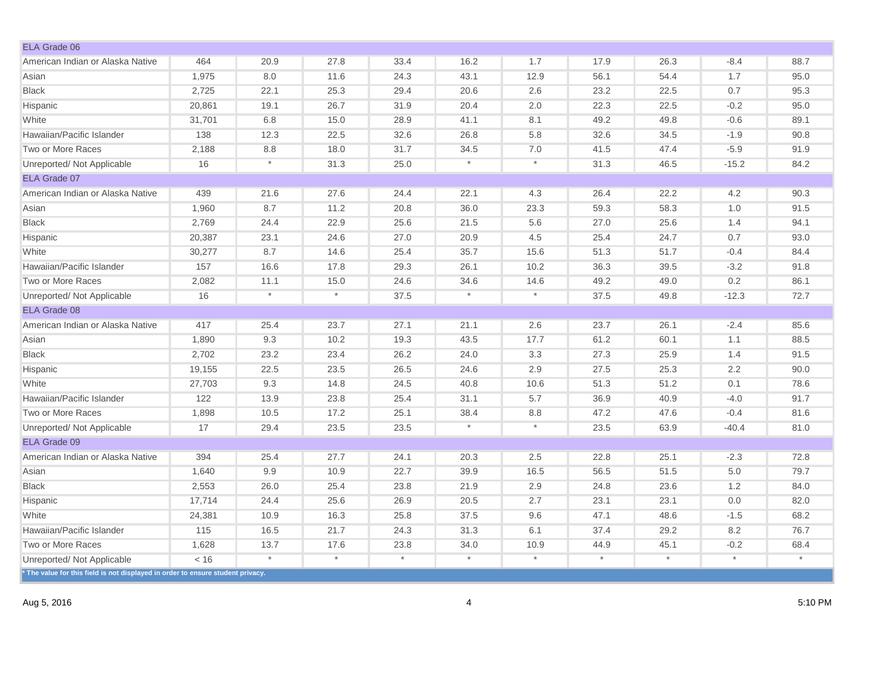| | | | | | | | | | | |
|---|---|---|---|---|---|---|---|---|---|---|
| ELA Grade 06 | | | | | | | | | | |
| American Indian or Alaska Native | 464 | 20.9 | 27.8 | 33.4 | 16.2 | 1.7 | 17.9 | 26.3 | -8.4 | 88.7 |
| Asian | 1,975 | 8.0 | 11.6 | 24.3 | 43.1 | 12.9 | 56.1 | 54.4 | 1.7 | 95.0 |
| Black | 2,725 | 22.1 | 25.3 | 29.4 | 20.6 | 2.6 | 23.2 | 22.5 | 0.7 | 95.3 |
| Hispanic | 20,861 | 19.1 | 26.7 | 31.9 | 20.4 | 2.0 | 22.3 | 22.5 | -0.2 | 95.0 |
| White | 31,701 | 6.8 | 15.0 | 28.9 | 41.1 | 8.1 | 49.2 | 49.8 | -0.6 | 89.1 |
| Hawaiian/Pacific Islander | 138 | 12.3 | 22.5 | 32.6 | 26.8 | 5.8 | 32.6 | 34.5 | -1.9 | 90.8 |
| Two or More Races | 2,188 | 8.8 | 18.0 | 31.7 | 34.5 | 7.0 | 41.5 | 47.4 | -5.9 | 91.9 |
| Unreported/ Not Applicable | 16 | * | 31.3 | 25.0 | * | * | 31.3 | 46.5 | -15.2 | 84.2 |
| ELA Grade 07 | | | | | | | | | | |
| American Indian or Alaska Native | 439 | 21.6 | 27.6 | 24.4 | 22.1 | 4.3 | 26.4 | 22.2 | 4.2 | 90.3 |
| Asian | 1,960 | 8.7 | 11.2 | 20.8 | 36.0 | 23.3 | 59.3 | 58.3 | 1.0 | 91.5 |
| Black | 2,769 | 24.4 | 22.9 | 25.6 | 21.5 | 5.6 | 27.0 | 25.6 | 1.4 | 94.1 |
| Hispanic | 20,387 | 23.1 | 24.6 | 27.0 | 20.9 | 4.5 | 25.4 | 24.7 | 0.7 | 93.0 |
| White | 30,277 | 8.7 | 14.6 | 25.4 | 35.7 | 15.6 | 51.3 | 51.7 | -0.4 | 84.4 |
| Hawaiian/Pacific Islander | 157 | 16.6 | 17.8 | 29.3 | 26.1 | 10.2 | 36.3 | 39.5 | -3.2 | 91.8 |
| Two or More Races | 2,082 | 11.1 | 15.0 | 24.6 | 34.6 | 14.6 | 49.2 | 49.0 | 0.2 | 86.1 |
| Unreported/ Not Applicable | 16 | * | * | 37.5 | * | * | 37.5 | 49.8 | -12.3 | 72.7 |
| ELA Grade 08 | | | | | | | | | | |
| American Indian or Alaska Native | 417 | 25.4 | 23.7 | 27.1 | 21.1 | 2.6 | 23.7 | 26.1 | -2.4 | 85.6 |
| Asian | 1,890 | 9.3 | 10.2 | 19.3 | 43.5 | 17.7 | 61.2 | 60.1 | 1.1 | 88.5 |
| Black | 2,702 | 23.2 | 23.4 | 26.2 | 24.0 | 3.3 | 27.3 | 25.9 | 1.4 | 91.5 |
| Hispanic | 19,155 | 22.5 | 23.5 | 26.5 | 24.6 | 2.9 | 27.5 | 25.3 | 2.2 | 90.0 |
| White | 27,703 | 9.3 | 14.8 | 24.5 | 40.8 | 10.6 | 51.3 | 51.2 | 0.1 | 78.6 |
| Hawaiian/Pacific Islander | 122 | 13.9 | 23.8 | 25.4 | 31.1 | 5.7 | 36.9 | 40.9 | -4.0 | 91.7 |
| Two or More Races | 1,898 | 10.5 | 17.2 | 25.1 | 38.4 | 8.8 | 47.2 | 47.6 | -0.4 | 81.6 |
| Unreported/ Not Applicable | 17 | 29.4 | 23.5 | 23.5 | * | * | 23.5 | 63.9 | -40.4 | 81.0 |
| ELA Grade 09 | | | | | | | | | | |
| American Indian or Alaska Native | 394 | 25.4 | 27.7 | 24.1 | 20.3 | 2.5 | 22.8 | 25.1 | -2.3 | 72.8 |
| Asian | 1,640 | 9.9 | 10.9 | 22.7 | 39.9 | 16.5 | 56.5 | 51.5 | 5.0 | 79.7 |
| Black | 2,553 | 26.0 | 25.4 | 23.8 | 21.9 | 2.9 | 24.8 | 23.6 | 1.2 | 84.0 |
| Hispanic | 17,714 | 24.4 | 25.6 | 26.9 | 20.5 | 2.7 | 23.1 | 23.1 | 0.0 | 82.0 |
| White | 24,381 | 10.9 | 16.3 | 25.8 | 37.5 | 9.6 | 47.1 | 48.6 | -1.5 | 68.2 |
| Hawaiian/Pacific Islander | 115 | 16.5 | 21.7 | 24.3 | 31.3 | 6.1 | 37.4 | 29.2 | 8.2 | 76.7 |
| Two or More Races | 1,628 | 13.7 | 17.6 | 23.8 | 34.0 | 10.9 | 44.9 | 45.1 | -0.2 | 68.4 |
| Unreported/ Not Applicable | < 16 | * | * | * | * | * | * | * | * | * |

* The value for this field is not displayed in order to ensure student privacy.

Aug 5, 2016 5:10 PM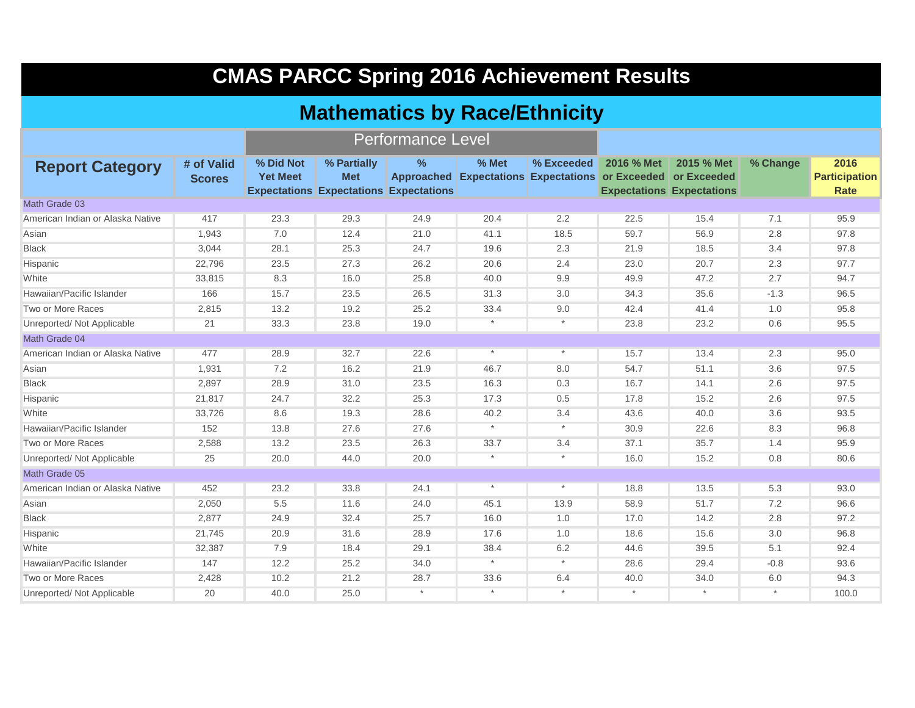# CMAS PARCC Spring 2016 Achievement Results

## Mathematics by Race/Ethnicity

| Report Category | # of Valid Scores | Performance Level | | | | | | | | |
|---|---|---|---|---|---|---|---|---|---|---|
| | | % Did Not Yet Meet Expectations | % Partially Met Expectations | % Approached Expectations | % Met Expectations | % Exceeded Expectations | 2016 % Met or Exceeded Expectations | 2015 % Met or Exceeded Expectations | % Change | 2016 Participation Rate |
| Math Grade 03 | | | | | | | | | | |
| American Indian or Alaska Native | 417 | 23.3 | 29.3 | 24.9 | 20.4 | 2.2 | 22.5 | 15.4 | 7.1 | 95.9 |
| Asian | 1,943 | 7.0 | 12.4 | 21.0 | 41.1 | 18.5 | 59.7 | 56.9 | 2.8 | 97.8 |
| Black | 3,044 | 28.1 | 25.3 | 24.7 | 19.6 | 2.3 | 21.9 | 18.5 | 3.4 | 97.8 |
| Hispanic | 22,796 | 23.5 | 27.3 | 26.2 | 20.6 | 2.4 | 23.0 | 20.7 | 2.3 | 97.7 |
| White | 33,815 | 8.3 | 16.0 | 25.8 | 40.0 | 9.9 | 49.9 | 47.2 | 2.7 | 94.7 |
| Hawaiian/Pacific Islander | 166 | 15.7 | 23.5 | 26.5 | 31.3 | 3.0 | 34.3 | 35.6 | -1.3 | 96.5 |
| Two or More Races | 2,815 | 13.2 | 19.2 | 25.2 | 33.4 | 9.0 | 42.4 | 41.4 | 1.0 | 95.8 |
| Unreported/ Not Applicable | 21 | 33.3 | 23.8 | 19.0 | * | * | 23.8 | 23.2 | 0.6 | 95.5 |
| Math Grade 04 | | | | | | | | | | |
| American Indian or Alaska Native | 477 | 28.9 | 32.7 | 22.6 | * | * | 15.7 | 13.4 | 2.3 | 95.0 |
| Asian | 1,931 | 7.2 | 16.2 | 21.9 | 46.7 | 8.0 | 54.7 | 51.1 | 3.6 | 97.5 |
| Black | 2,897 | 28.9 | 31.0 | 23.5 | 16.3 | 0.3 | 16.7 | 14.1 | 2.6 | 97.5 |
| Hispanic | 21,817 | 24.7 | 32.2 | 25.3 | 17.3 | 0.5 | 17.8 | 15.2 | 2.6 | 97.5 |
| White | 33,726 | 8.6 | 19.3 | 28.6 | 40.2 | 3.4 | 43.6 | 40.0 | 3.6 | 93.5 |
| Hawaiian/Pacific Islander | 152 | 13.8 | 27.6 | 27.6 | * | * | 30.9 | 22.6 | 8.3 | 96.8 |
| Two or More Races | 2,588 | 13.2 | 23.5 | 26.3 | 33.7 | 3.4 | 37.1 | 35.7 | 1.4 | 95.9 |
| Unreported/ Not Applicable | 25 | 20.0 | 44.0 | 20.0 | * | * | 16.0 | 15.2 | 0.8 | 80.6 |
| Math Grade 05 | | | | | | | | | | |
| American Indian or Alaska Native | 452 | 23.2 | 33.8 | 24.1 | * | * | 18.8 | 13.5 | 5.3 | 93.0 |
| Asian | 2,050 | 5.5 | 11.6 | 24.0 | 45.1 | 13.9 | 58.9 | 51.7 | 7.2 | 96.6 |
| Black | 2,877 | 24.9 | 32.4 | 25.7 | 16.0 | 1.0 | 17.0 | 14.2 | 2.8 | 97.2 |
| Hispanic | 21,745 | 20.9 | 31.6 | 28.9 | 17.6 | 1.0 | 18.6 | 15.6 | 3.0 | 96.8 |
| White | 32,387 | 7.9 | 18.4 | 29.1 | 38.4 | 6.2 | 44.6 | 39.5 | 5.1 | 92.4 |
| Hawaiian/Pacific Islander | 147 | 12.2 | 25.2 | 34.0 | * | * | 28.6 | 29.4 | -0.8 | 93.6 |
| Two or More Races | 2,428 | 10.2 | 21.2 | 28.7 | 33.6 | 6.4 | 40.0 | 34.0 | 6.0 | 94.3 |
| Unreported/ Not Applicable | 20 | 40.0 | 25.0 | * | * | * | * | * | * | 100.0 |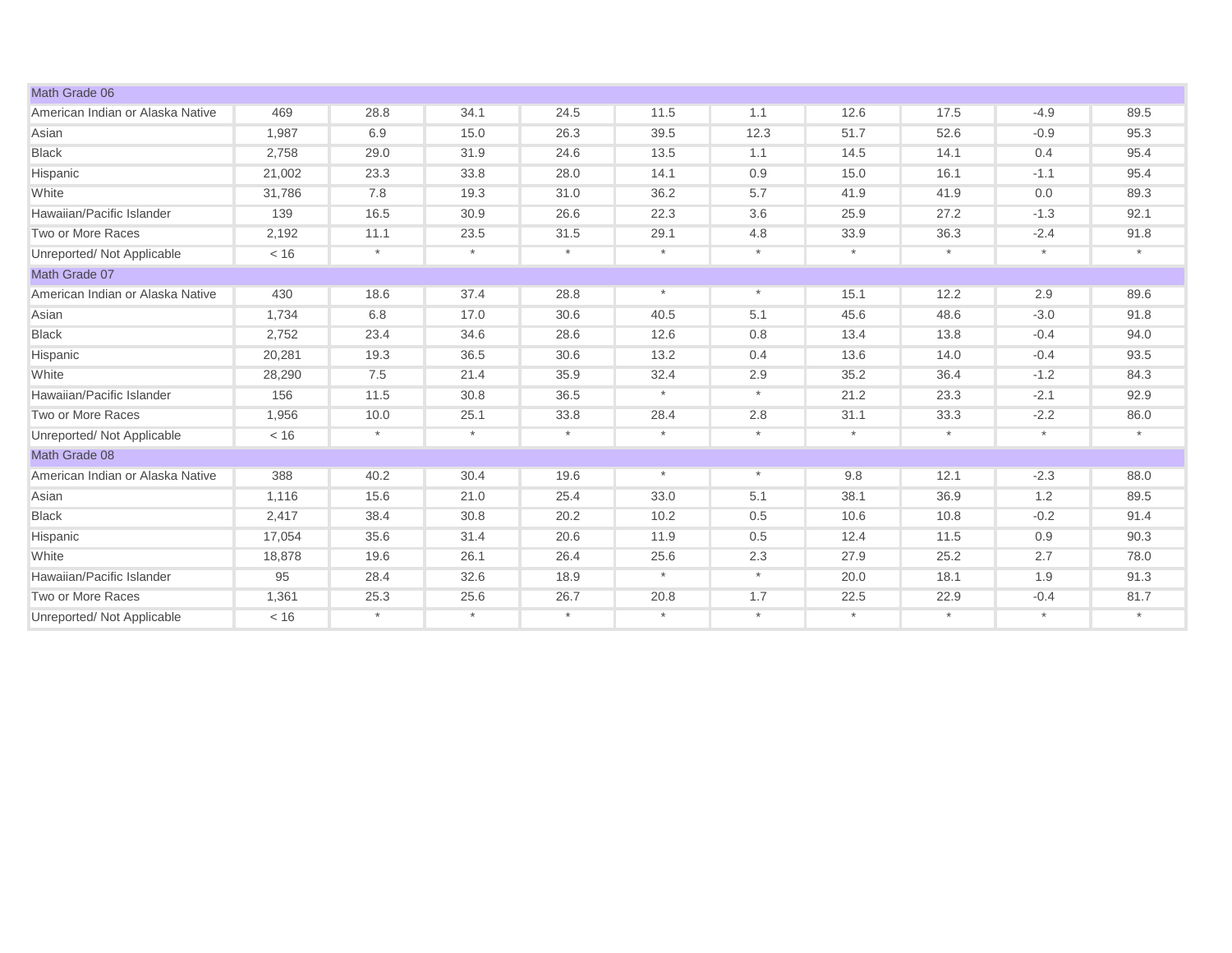| | | | | | | | | | | |
|---|---|---|---|---|---|---|---|---|---|---|
| Math Grade 06 | | | | | | | | | | |
| American Indian or Alaska Native | 469 | 28.8 | 34.1 | 24.5 | 11.5 | 1.1 | 12.6 | 17.5 | -4.9 | 89.5 |
| Asian | 1,987 | 6.9 | 15.0 | 26.3 | 39.5 | 12.3 | 51.7 | 52.6 | -0.9 | 95.3 |
| Black | 2,758 | 29.0 | 31.9 | 24.6 | 13.5 | 1.1 | 14.5 | 14.1 | 0.4 | 95.4 |
| Hispanic | 21,002 | 23.3 | 33.8 | 28.0 | 14.1 | 0.9 | 15.0 | 16.1 | -1.1 | 95.4 |
| White | 31,786 | 7.8 | 19.3 | 31.0 | 36.2 | 5.7 | 41.9 | 41.9 | 0.0 | 89.3 |
| Hawaiian/Pacific Islander | 139 | 16.5 | 30.9 | 26.6 | 22.3 | 3.6 | 25.9 | 27.2 | -1.3 | 92.1 |
| Two or More Races | 2,192 | 11.1 | 23.5 | 31.5 | 29.1 | 4.8 | 33.9 | 36.3 | -2.4 | 91.8 |
| Unreported/ Not Applicable | < 16 | * | * | * | * | * | * | * | * | * |
| Math Grade 07 | | | | | | | | | | |
| American Indian or Alaska Native | 430 | 18.6 | 37.4 | 28.8 | * | * | 15.1 | 12.2 | 2.9 | 89.6 |
| Asian | 1,734 | 6.8 | 17.0 | 30.6 | 40.5 | 5.1 | 45.6 | 48.6 | -3.0 | 91.8 |
| Black | 2,752 | 23.4 | 34.6 | 28.6 | 12.6 | 0.8 | 13.4 | 13.8 | -0.4 | 94.0 |
| Hispanic | 20,281 | 19.3 | 36.5 | 30.6 | 13.2 | 0.4 | 13.6 | 14.0 | -0.4 | 93.5 |
| White | 28,290 | 7.5 | 21.4 | 35.9 | 32.4 | 2.9 | 35.2 | 36.4 | -1.2 | 84.3 |
| Hawaiian/Pacific Islander | 156 | 11.5 | 30.8 | 36.5 | * | * | 21.2 | 23.3 | -2.1 | 92.9 |
| Two or More Races | 1,956 | 10.0 | 25.1 | 33.8 | 28.4 | 2.8 | 31.1 | 33.3 | -2.2 | 86.0 |
| Unreported/ Not Applicable | < 16 | * | * | * | * | * | * | * | * | * |
| Math Grade 08 | | | | | | | | | | |
| American Indian or Alaska Native | 388 | 40.2 | 30.4 | 19.6 | * | * | 9.8 | 12.1 | -2.3 | 88.0 |
| Asian | 1,116 | 15.6 | 21.0 | 25.4 | 33.0 | 5.1 | 38.1 | 36.9 | 1.2 | 89.5 |
| Black | 2,417 | 38.4 | 30.8 | 20.2 | 10.2 | 0.5 | 10.6 | 10.8 | -0.2 | 91.4 |
| Hispanic | 17,054 | 35.6 | 31.4 | 20.6 | 11.9 | 0.5 | 12.4 | 11.5 | 0.9 | 90.3 |
| White | 18,878 | 19.6 | 26.1 | 26.4 | 25.6 | 2.3 | 27.9 | 25.2 | 2.7 | 78.0 |
| Hawaiian/Pacific Islander | 95 | 28.4 | 32.6 | 18.9 | * | * | 20.0 | 18.1 | 1.9 | 91.3 |
| Two or More Races | 1,361 | 25.3 | 25.6 | 26.7 | 20.8 | 1.7 | 22.5 | 22.9 | -0.4 | 81.7 |
| Unreported/ Not Applicable | < 16 | * | * | * | * | * | * | * | * | * |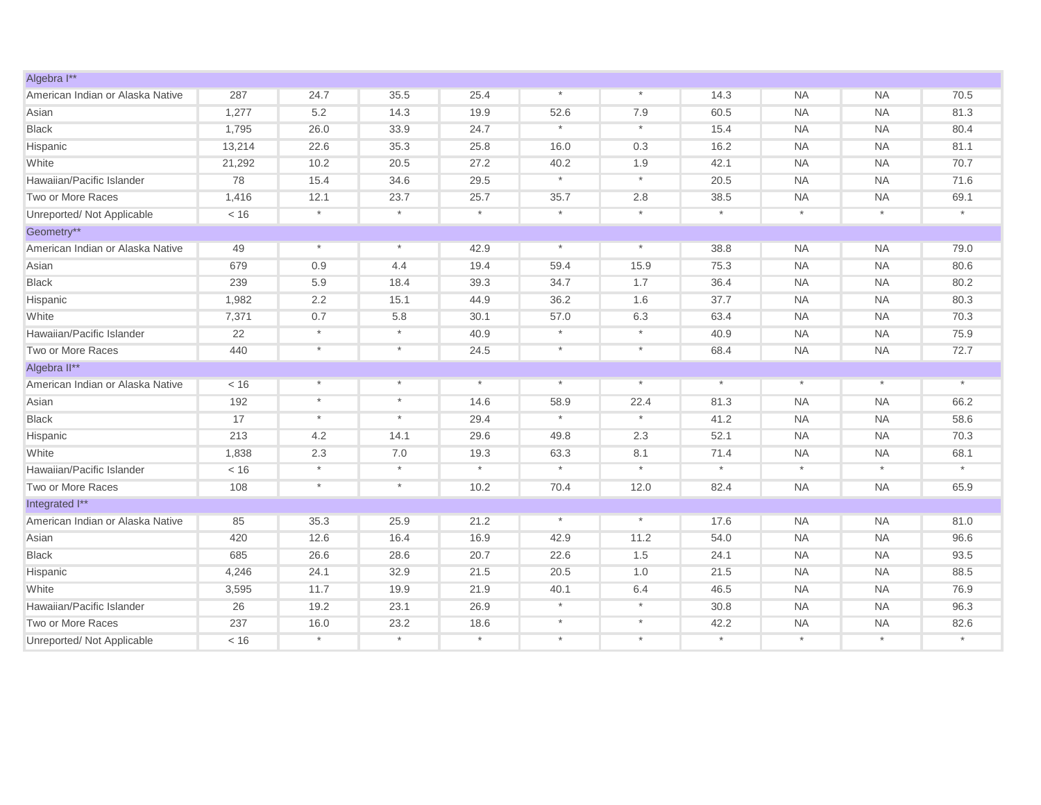| | | | | | | | | | | |
|---|---|---|---|---|---|---|---|---|---|---|
| Algebra I** | | | | | | | | | | |
| American Indian or Alaska Native | 287 | 24.7 | 35.5 | 25.4 | * | * | 14.3 | NA | NA | 70.5 |
| Asian | 1,277 | 5.2 | 14.3 | 19.9 | 52.6 | 7.9 | 60.5 | NA | NA | 81.3 |
| Black | 1,795 | 26.0 | 33.9 | 24.7 | * | * | 15.4 | NA | NA | 80.4 |
| Hispanic | 13,214 | 22.6 | 35.3 | 25.8 | 16.0 | 0.3 | 16.2 | NA | NA | 81.1 |
| White | 21,292 | 10.2 | 20.5 | 27.2 | 40.2 | 1.9 | 42.1 | NA | NA | 70.7 |
| Hawaiian/Pacific Islander | 78 | 15.4 | 34.6 | 29.5 | * | * | 20.5 | NA | NA | 71.6 |
| Two or More Races | 1,416 | 12.1 | 23.7 | 25.7 | 35.7 | 2.8 | 38.5 | NA | NA | 69.1 |
| Unreported/ Not Applicable | < 16 | * | * | * | * | * | * | * | * | * |
| Geometry** | | | | | | | | | | |
| American Indian or Alaska Native | 49 | * | * | 42.9 | * | * | 38.8 | NA | NA | 79.0 |
| Asian | 679 | 0.9 | 4.4 | 19.4 | 59.4 | 15.9 | 75.3 | NA | NA | 80.6 |
| Black | 239 | 5.9 | 18.4 | 39.3 | 34.7 | 1.7 | 36.4 | NA | NA | 80.2 |
| Hispanic | 1,982 | 2.2 | 15.1 | 44.9 | 36.2 | 1.6 | 37.7 | NA | NA | 80.3 |
| White | 7,371 | 0.7 | 5.8 | 30.1 | 57.0 | 6.3 | 63.4 | NA | NA | 70.3 |
| Hawaiian/Pacific Islander | 22 | * | * | 40.9 | * | * | 40.9 | NA | NA | 75.9 |
| Two or More Races | 440 | * | * | 24.5 | * | * | 68.4 | NA | NA | 72.7 |
| Algebra II** | | | | | | | | | | |
| American Indian or Alaska Native | < 16 | * | * | * | * | * | * | * | * | * |
| Asian | 192 | * | * | 14.6 | 58.9 | 22.4 | 81.3 | NA | NA | 66.2 |
| Black | 17 | * | * | 29.4 | * | * | 41.2 | NA | NA | 58.6 |
| Hispanic | 213 | 4.2 | 14.1 | 29.6 | 49.8 | 2.3 | 52.1 | NA | NA | 70.3 |
| White | 1,838 | 2.3 | 7.0 | 19.3 | 63.3 | 8.1 | 71.4 | NA | NA | 68.1 |
| Hawaiian/Pacific Islander | < 16 | * | * | * | * | * | * | * | * | * |
| Two or More Races | 108 | * | * | 10.2 | 70.4 | 12.0 | 82.4 | NA | NA | 65.9 |
| Integrated I** | | | | | | | | | | |
| American Indian or Alaska Native | 85 | 35.3 | 25.9 | 21.2 | * | * | 17.6 | NA | NA | 81.0 |
| Asian | 420 | 12.6 | 16.4 | 16.9 | 42.9 | 11.2 | 54.0 | NA | NA | 96.6 |
| Black | 685 | 26.6 | 28.6 | 20.7 | 22.6 | 1.5 | 24.1 | NA | NA | 93.5 |
| Hispanic | 4,246 | 24.1 | 32.9 | 21.5 | 20.5 | 1.0 | 21.5 | NA | NA | 88.5 |
| White | 3,595 | 11.7 | 19.9 | 21.9 | 40.1 | 6.4 | 46.5 | NA | NA | 76.9 |
| Hawaiian/Pacific Islander | 26 | 19.2 | 23.1 | 26.9 | * | * | 30.8 | NA | NA | 96.3 |
| Two or More Races | 237 | 16.0 | 23.2 | 18.6 | * | * | 42.2 | NA | NA | 82.6 |
| Unreported/ Not Applicable | < 16 | * | * | * | * | * | * | * | * | * |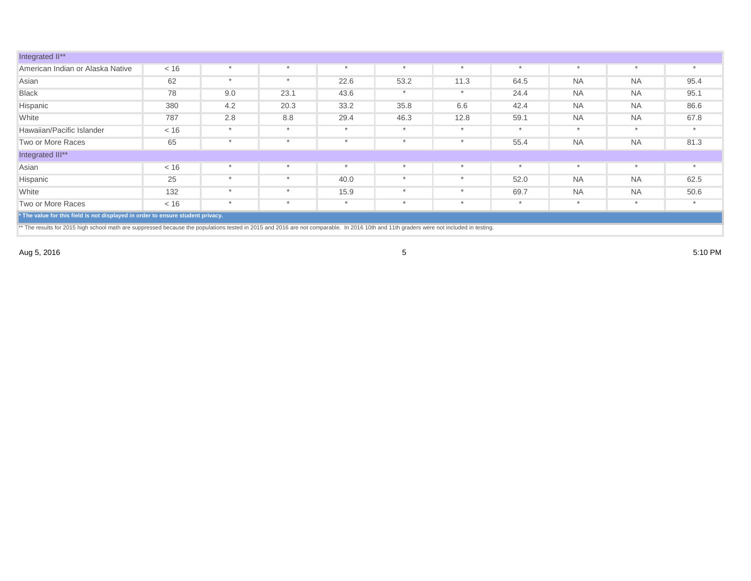| Integrated II** | | | | | | | | | | |
|---|---|---|---|---|---|---|---|---|---|---|
| American Indian or Alaska Native | < 16 | * | * | * | * | * | * | * | * | * |
| Asian | 62 | * | * | 22.6 | 53.2 | 11.3 | 64.5 | NA | NA | 95.4 |
| Black | 78 | 9.0 | 23.1 | 43.6 | * | * | 24.4 | NA | NA | 95.1 |
| Hispanic | 380 | 4.2 | 20.3 | 33.2 | 35.8 | 6.6 | 42.4 | NA | NA | 86.6 |
| White | 787 | 2.8 | 8.8 | 29.4 | 46.3 | 12.8 | 59.1 | NA | NA | 67.8 |
| Hawaiian/Pacific Islander | < 16 | * | * | * | * | * | * | * | * | * |
| Two or More Races | 65 | * | * | * | * | * | 55.4 | NA | NA | 81.3 |
| **Integrated III**** | | | | | | | | | | |
| Asian | < 16 | * | * | * | * | * | * | * | * | * |
| Hispanic | 25 | * | * | 40.0 | * | * | 52.0 | NA | NA | 62.5 |
| White | 132 | * | * | 15.9 | * | * | 69.7 | NA | NA | 50.6 |
| Two or More Races | < 16 | * | * | * | * | * | * | * | * | * |

**\* The value for this field is not displayed in order to ensure student privacy.**

** The results for 2015 high school math are suppressed because the populations tested in 2015 and 2016 are not comparable. In 2016 10th and 11th graders were not included in testing.

Aug 5, 2016 5:10 PM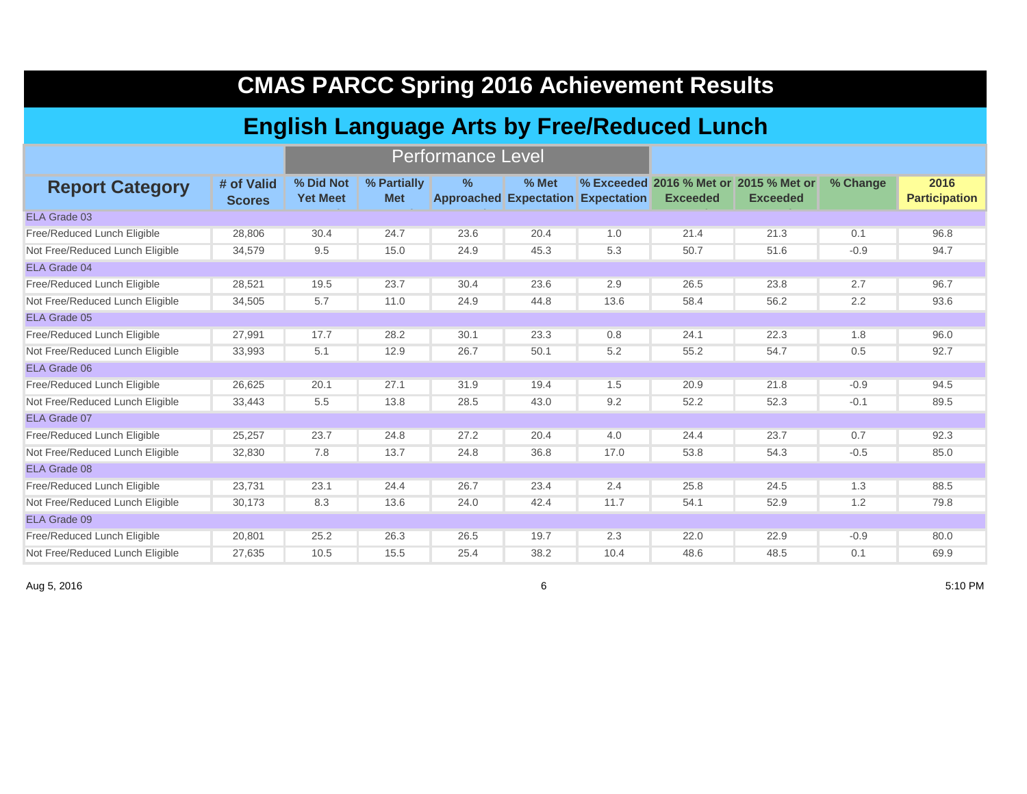# CMAS PARCC Spring 2016 Achievement Results

## English Language Arts by Free/Reduced Lunch

| Report Category | # of Valid Scores | Performance Level | | | | | 2016 % Met or Exceeded | 2015 % Met or Exceeded | % Change | 2016 Participation |
|---|---|---|---|---|---|---|---|---|---|---|
| | | % Did Not Yet Meet | % Partially Met | % Approached | % Met Expectation | % Exceeded Expectation | | | | |
| **ELA Grade 03** | | | | | | | | | | |
| Free/Reduced Lunch Eligible | 28,806 | 30.4 | 24.7 | 23.6 | 20.4 | 1.0 | 21.4 | 21.3 | 0.1 | 96.8 |
| Not Free/Reduced Lunch Eligible | 34,579 | 9.5 | 15.0 | 24.9 | 45.3 | 5.3 | 50.7 | 51.6 | -0.9 | 94.7 |
| **ELA Grade 04** | | | | | | | | | | |
| Free/Reduced Lunch Eligible | 28,521 | 19.5 | 23.7 | 30.4 | 23.6 | 2.9 | 26.5 | 23.8 | 2.7 | 96.7 |
| Not Free/Reduced Lunch Eligible | 34,505 | 5.7 | 11.0 | 24.9 | 44.8 | 13.6 | 58.4 | 56.2 | 2.2 | 93.6 |
| **ELA Grade 05** | | | | | | | | | | |
| Free/Reduced Lunch Eligible | 27,991 | 17.7 | 28.2 | 30.1 | 23.3 | 0.8 | 24.1 | 22.3 | 1.8 | 96.0 |
| Not Free/Reduced Lunch Eligible | 33,993 | 5.1 | 12.9 | 26.7 | 50.1 | 5.2 | 55.2 | 54.7 | 0.5 | 92.7 |
| **ELA Grade 06** | | | | | | | | | | |
| Free/Reduced Lunch Eligible | 26,625 | 20.1 | 27.1 | 31.9 | 19.4 | 1.5 | 20.9 | 21.8 | -0.9 | 94.5 |
| Not Free/Reduced Lunch Eligible | 33,443 | 5.5 | 13.8 | 28.5 | 43.0 | 9.2 | 52.2 | 52.3 | -0.1 | 89.5 |
| **ELA Grade 07** | | | | | | | | | | |
| Free/Reduced Lunch Eligible | 25,257 | 23.7 | 24.8 | 27.2 | 20.4 | 4.0 | 24.4 | 23.7 | 0.7 | 92.3 |
| Not Free/Reduced Lunch Eligible | 32,830 | 7.8 | 13.7 | 24.8 | 36.8 | 17.0 | 53.8 | 54.3 | -0.5 | 85.0 |
| **ELA Grade 08** | | | | | | | | | | |
| Free/Reduced Lunch Eligible | 23,731 | 23.1 | 24.4 | 26.7 | 23.4 | 2.4 | 25.8 | 24.5 | 1.3 | 88.5 |
| Not Free/Reduced Lunch Eligible | 30,173 | 8.3 | 13.6 | 24.0 | 42.4 | 11.7 | 54.1 | 52.9 | 1.2 | 79.8 |
| **ELA Grade 09** | | | | | | | | | | |
| Free/Reduced Lunch Eligible | 20,801 | 25.2 | 26.3 | 26.5 | 19.7 | 2.3 | 22.0 | 22.9 | -0.9 | 80.0 |
| Not Free/Reduced Lunch Eligible | 27,635 | 10.5 | 15.5 | 25.4 | 38.2 | 10.4 | 48.6 | 48.5 | 0.1 | 69.9 |

Aug 5, 2016 5:10 PM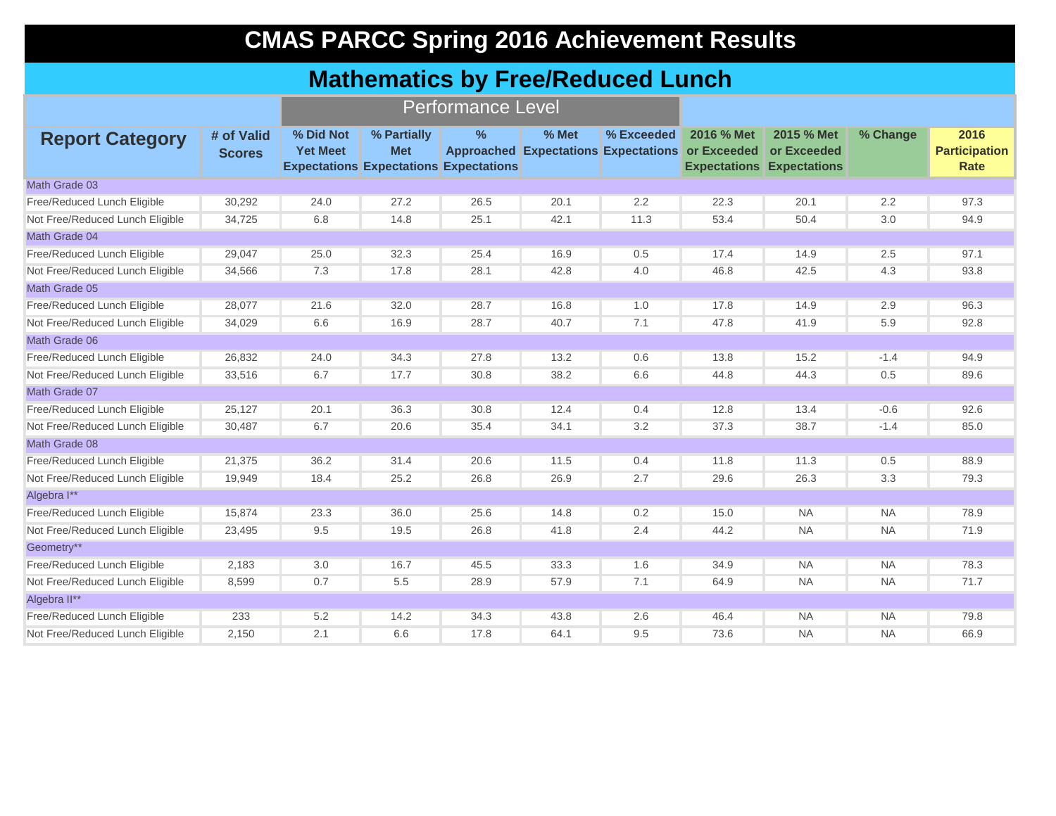# CMAS PARCC Spring 2016 Achievement Results

## Mathematics by Free/Reduced Lunch

| Report Category | # of Valid Scores | Performance Level | | | | | | | | |
|---|---|---|---|---|---|---|---|---|---|---|
| | | % Did Not Yet Meet Expectations | % Partially Met Expectations | % Approached Expectations | % Met Expectations | % Exceeded Expectations | 2016 % Met or Exceeded Expectations | 2015 % Met or Exceeded Expectations | % Change | 2016 Participation Rate |
| Math Grade 03 | | | | | | | | | | |
| Free/Reduced Lunch Eligible | 30,292 | 24.0 | 27.2 | 26.5 | 20.1 | 2.2 | 22.3 | 20.1 | 2.2 | 97.3 |
| Not Free/Reduced Lunch Eligible | 34,725 | 6.8 | 14.8 | 25.1 | 42.1 | 11.3 | 53.4 | 50.4 | 3.0 | 94.9 |
| Math Grade 04 | | | | | | | | | | |
| Free/Reduced Lunch Eligible | 29,047 | 25.0 | 32.3 | 25.4 | 16.9 | 0.5 | 17.4 | 14.9 | 2.5 | 97.1 |
| Not Free/Reduced Lunch Eligible | 34,566 | 7.3 | 17.8 | 28.1 | 42.8 | 4.0 | 46.8 | 42.5 | 4.3 | 93.8 |
| Math Grade 05 | | | | | | | | | | |
| Free/Reduced Lunch Eligible | 28,077 | 21.6 | 32.0 | 28.7 | 16.8 | 1.0 | 17.8 | 14.9 | 2.9 | 96.3 |
| Not Free/Reduced Lunch Eligible | 34,029 | 6.6 | 16.9 | 28.7 | 40.7 | 7.1 | 47.8 | 41.9 | 5.9 | 92.8 |
| Math Grade 06 | | | | | | | | | | |
| Free/Reduced Lunch Eligible | 26,832 | 24.0 | 34.3 | 27.8 | 13.2 | 0.6 | 13.8 | 15.2 | -1.4 | 94.9 |
| Not Free/Reduced Lunch Eligible | 33,516 | 6.7 | 17.7 | 30.8 | 38.2 | 6.6 | 44.8 | 44.3 | 0.5 | 89.6 |
| Math Grade 07 | | | | | | | | | | |
| Free/Reduced Lunch Eligible | 25,127 | 20.1 | 36.3 | 30.8 | 12.4 | 0.4 | 12.8 | 13.4 | -0.6 | 92.6 |
| Not Free/Reduced Lunch Eligible | 30,487 | 6.7 | 20.6 | 35.4 | 34.1 | 3.2 | 37.3 | 38.7 | -1.4 | 85.0 |
| Math Grade 08 | | | | | | | | | | |
| Free/Reduced Lunch Eligible | 21,375 | 36.2 | 31.4 | 20.6 | 11.5 | 0.4 | 11.8 | 11.3 | 0.5 | 88.9 |
| Not Free/Reduced Lunch Eligible | 19,949 | 18.4 | 25.2 | 26.8 | 26.9 | 2.7 | 29.6 | 26.3 | 3.3 | 79.3 |
| Algebra I** | | | | | | | | | | |
| Free/Reduced Lunch Eligible | 15,874 | 23.3 | 36.0 | 25.6 | 14.8 | 0.2 | 15.0 | NA | NA | 78.9 |
| Not Free/Reduced Lunch Eligible | 23,495 | 9.5 | 19.5 | 26.8 | 41.8 | 2.4 | 44.2 | NA | NA | 71.9 |
| Geometry** | | | | | | | | | | |
| Free/Reduced Lunch Eligible | 2,183 | 3.0 | 16.7 | 45.5 | 33.3 | 1.6 | 34.9 | NA | NA | 78.3 |
| Not Free/Reduced Lunch Eligible | 8,599 | 0.7 | 5.5 | 28.9 | 57.9 | 7.1 | 64.9 | NA | NA | 71.7 |
| Algebra II** | | | | | | | | | | |
| Free/Reduced Lunch Eligible | 233 | 5.2 | 14.2 | 34.3 | 43.8 | 2.6 | 46.4 | NA | NA | 79.8 |
| Not Free/Reduced Lunch Eligible | 2,150 | 2.1 | 6.6 | 17.8 | 64.1 | 9.5 | 73.6 | NA | NA | 66.9 |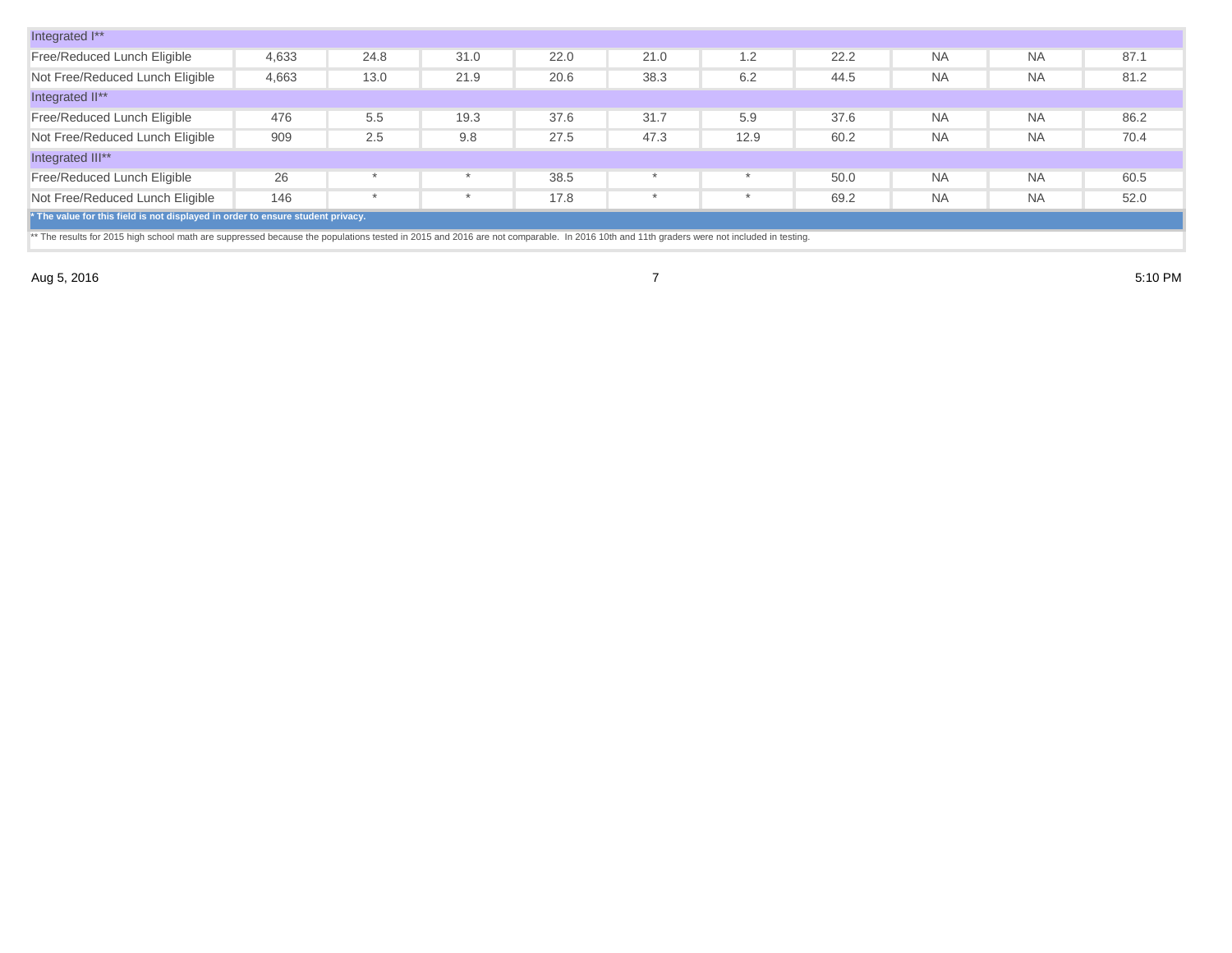| | | | | | | | | | | |
|---|---|---|---|---|---|---|---|---|---|---|
| Integrated I** | | | | | | | | | | |
| Free/Reduced Lunch Eligible | 4,633 | 24.8 | 31.0 | 22.0 | 21.0 | 1.2 | 22.2 | NA | NA | 87.1 |
| Not Free/Reduced Lunch Eligible | 4,663 | 13.0 | 21.9 | 20.6 | 38.3 | 6.2 | 44.5 | NA | NA | 81.2 |
| Integrated II** | | | | | | | | | | |
| Free/Reduced Lunch Eligible | 476 | 5.5 | 19.3 | 37.6 | 31.7 | 5.9 | 37.6 | NA | NA | 86.2 |
| Not Free/Reduced Lunch Eligible | 909 | 2.5 | 9.8 | 27.5 | 47.3 | 12.9 | 60.2 | NA | NA | 70.4 |
| Integrated III** | | | | | | | | | | |
| Free/Reduced Lunch Eligible | 26 | * | * | 38.5 | * | * | 50.0 | NA | NA | 60.5 |
| Not Free/Reduced Lunch Eligible | 146 | * | * | 17.8 | * | * | 69.2 | NA | NA | 52.0 |

**\* The value for this field is not displayed in order to ensure student privacy.**

** The results for 2015 high school math are suppressed because the populations tested in 2015 and 2016 are not comparable. In 2016 10th and 11th graders were not included in testing.

Aug 5, 2016 — 5:10 PM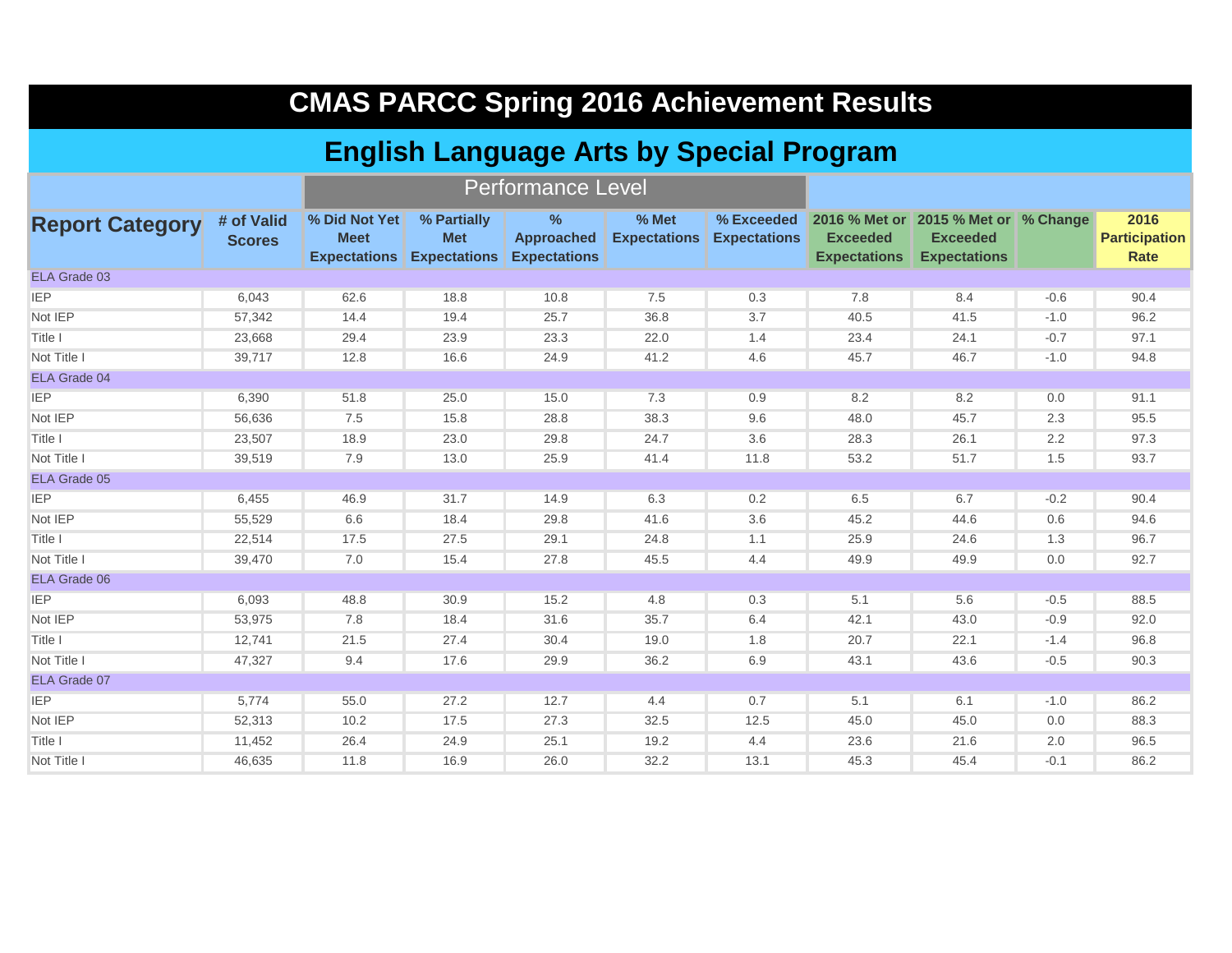# CMAS PARCC Spring 2016 Achievement Results

## English Language Arts by Special Program

| | | Performance Level | | | | | | | | |
|---|---|---|---|---|---|---|---|---|---|---|
| **Report Category** | **# of Valid Scores** | **% Did Not Yet Meet Expectations** | **% Partially Met Expectations** | **% Approached Expectations** | **% Met Expectations** | **% Exceeded Expectations** | **2016 % Met or Exceeded Expectations** | **2015 % Met or Exceeded Expectations** | **% Change** | **2016 Participation Rate** |
| ELA Grade 03 | | | | | | | | | | |
| IEP | 6,043 | 62.6 | 18.8 | 10.8 | 7.5 | 0.3 | 7.8 | 8.4 | -0.6 | 90.4 |
| Not IEP | 57,342 | 14.4 | 19.4 | 25.7 | 36.8 | 3.7 | 40.5 | 41.5 | -1.0 | 96.2 |
| Title I | 23,668 | 29.4 | 23.9 | 23.3 | 22.0 | 1.4 | 23.4 | 24.1 | -0.7 | 97.1 |
| Not Title I | 39,717 | 12.8 | 16.6 | 24.9 | 41.2 | 4.6 | 45.7 | 46.7 | -1.0 | 94.8 |
| ELA Grade 04 | | | | | | | | | | |
| IEP | 6,390 | 51.8 | 25.0 | 15.0 | 7.3 | 0.9 | 8.2 | 8.2 | 0.0 | 91.1 |
| Not IEP | 56,636 | 7.5 | 15.8 | 28.8 | 38.3 | 9.6 | 48.0 | 45.7 | 2.3 | 95.5 |
| Title I | 23,507 | 18.9 | 23.0 | 29.8 | 24.7 | 3.6 | 28.3 | 26.1 | 2.2 | 97.3 |
| Not Title I | 39,519 | 7.9 | 13.0 | 25.9 | 41.4 | 11.8 | 53.2 | 51.7 | 1.5 | 93.7 |
| ELA Grade 05 | | | | | | | | | | |
| IEP | 6,455 | 46.9 | 31.7 | 14.9 | 6.3 | 0.2 | 6.5 | 6.7 | -0.2 | 90.4 |
| Not IEP | 55,529 | 6.6 | 18.4 | 29.8 | 41.6 | 3.6 | 45.2 | 44.6 | 0.6 | 94.6 |
| Title I | 22,514 | 17.5 | 27.5 | 29.1 | 24.8 | 1.1 | 25.9 | 24.6 | 1.3 | 96.7 |
| Not Title I | 39,470 | 7.0 | 15.4 | 27.8 | 45.5 | 4.4 | 49.9 | 49.9 | 0.0 | 92.7 |
| ELA Grade 06 | | | | | | | | | | |
| IEP | 6,093 | 48.8 | 30.9 | 15.2 | 4.8 | 0.3 | 5.1 | 5.6 | -0.5 | 88.5 |
| Not IEP | 53,975 | 7.8 | 18.4 | 31.6 | 35.7 | 6.4 | 42.1 | 43.0 | -0.9 | 92.0 |
| Title I | 12,741 | 21.5 | 27.4 | 30.4 | 19.0 | 1.8 | 20.7 | 22.1 | -1.4 | 96.8 |
| Not Title I | 47,327 | 9.4 | 17.6 | 29.9 | 36.2 | 6.9 | 43.1 | 43.6 | -0.5 | 90.3 |
| ELA Grade 07 | | | | | | | | | | |
| IEP | 5,774 | 55.0 | 27.2 | 12.7 | 4.4 | 0.7 | 5.1 | 6.1 | -1.0 | 86.2 |
| Not IEP | 52,313 | 10.2 | 17.5 | 27.3 | 32.5 | 12.5 | 45.0 | 45.0 | 0.0 | 88.3 |
| Title I | 11,452 | 26.4 | 24.9 | 25.1 | 19.2 | 4.4 | 23.6 | 21.6 | 2.0 | 96.5 |
| Not Title I | 46,635 | 11.8 | 16.9 | 26.0 | 32.2 | 13.1 | 45.3 | 45.4 | -0.1 | 86.2 |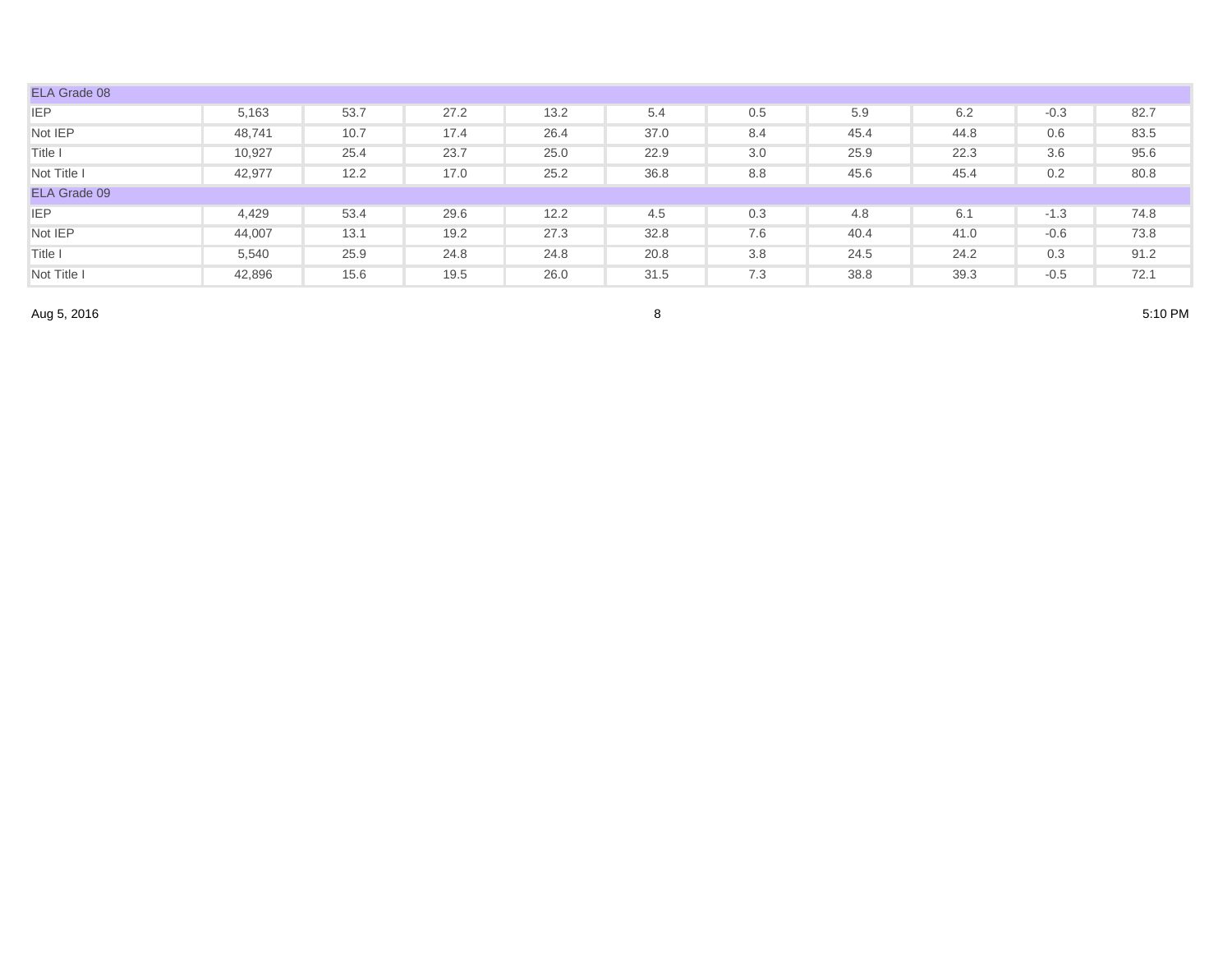| | | | | | | | | | |
|---|---|---|---|---|---|---|---|---|---|
| ELA Grade 08 | | | | | | | | | |
| IEP | 5,163 | 53.7 | 27.2 | 13.2 | 5.4 | 0.5 | 5.9 | 6.2 | -0.3 | 82.7 |
| Not IEP | 48,741 | 10.7 | 17.4 | 26.4 | 37.0 | 8.4 | 45.4 | 44.8 | 0.6 | 83.5 |
| Title I | 10,927 | 25.4 | 23.7 | 25.0 | 22.9 | 3.0 | 25.9 | 22.3 | 3.6 | 95.6 |
| Not Title I | 42,977 | 12.2 | 17.0 | 25.2 | 36.8 | 8.8 | 45.6 | 45.4 | 0.2 | 80.8 |
| ELA Grade 09 | | | | | | | | | |
| IEP | 4,429 | 53.4 | 29.6 | 12.2 | 4.5 | 0.3 | 4.8 | 6.1 | -1.3 | 74.8 |
| Not IEP | 44,007 | 13.1 | 19.2 | 27.3 | 32.8 | 7.6 | 40.4 | 41.0 | -0.6 | 73.8 |
| Title I | 5,540 | 25.9 | 24.8 | 24.8 | 20.8 | 3.8 | 24.5 | 24.2 | 0.3 | 91.2 |
| Not Title I | 42,896 | 15.6 | 19.5 | 26.0 | 31.5 | 7.3 | 38.8 | 39.3 | -0.5 | 72.1 |

Aug 5, 2016 5:10 PM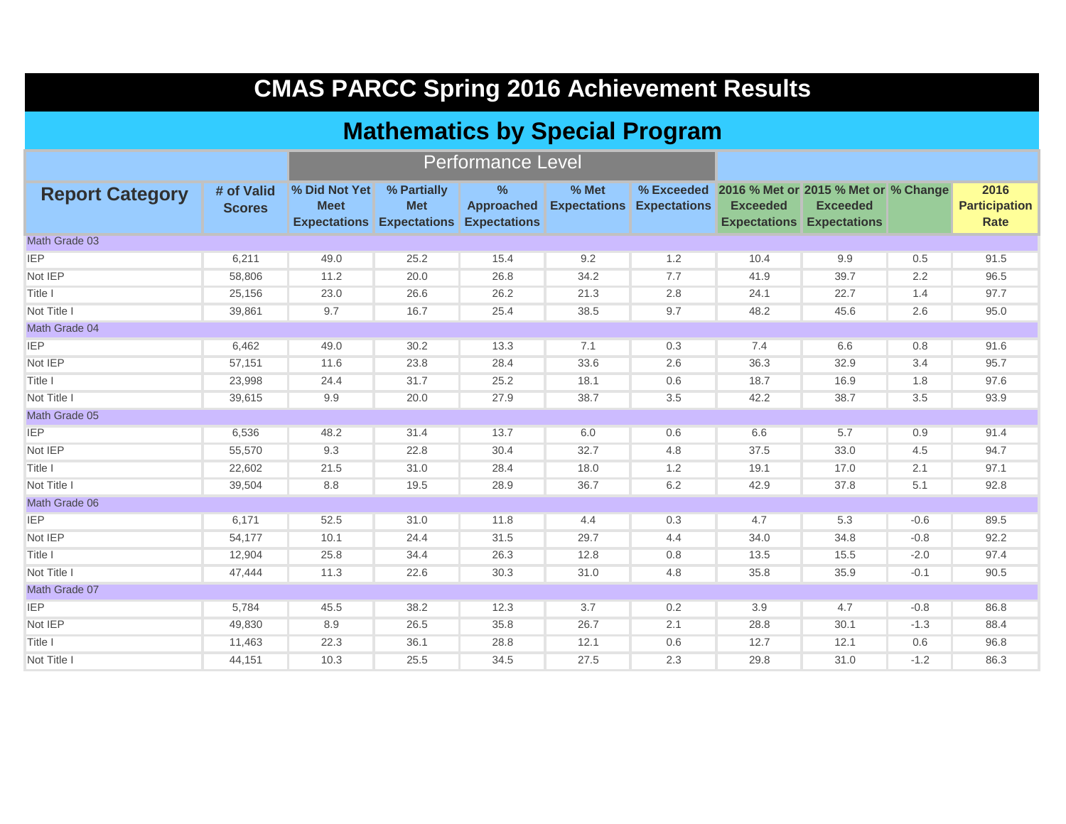# CMAS PARCC Spring 2016 Achievement Results

## Mathematics by Special Program

| Report Category | # of Valid Scores | Performance Level | | | | | | | | |
|---|---|---|---|---|---|---|---|---|---|---|
| | | % Did Not Yet Meet Expectations | % Partially Met Expectations | % Approached Expectations | % Met Expectations | % Exceeded Expectations | 2016 % Met or Exceeded Expectations | 2015 % Met or Exceeded Expectations | % Change | 2016 Participation Rate |
| **Math Grade 03** | | | | | | | | | | |
| IEP | 6,211 | 49.0 | 25.2 | 15.4 | 9.2 | 1.2 | 10.4 | 9.9 | 0.5 | 91.5 |
| Not IEP | 58,806 | 11.2 | 20.0 | 26.8 | 34.2 | 7.7 | 41.9 | 39.7 | 2.2 | 96.5 |
| Title I | 25,156 | 23.0 | 26.6 | 26.2 | 21.3 | 2.8 | 24.1 | 22.7 | 1.4 | 97.7 |
| Not Title I | 39,861 | 9.7 | 16.7 | 25.4 | 38.5 | 9.7 | 48.2 | 45.6 | 2.6 | 95.0 |
| **Math Grade 04** | | | | | | | | | | |
| IEP | 6,462 | 49.0 | 30.2 | 13.3 | 7.1 | 0.3 | 7.4 | 6.6 | 0.8 | 91.6 |
| Not IEP | 57,151 | 11.6 | 23.8 | 28.4 | 33.6 | 2.6 | 36.3 | 32.9 | 3.4 | 95.7 |
| Title I | 23,998 | 24.4 | 31.7 | 25.2 | 18.1 | 0.6 | 18.7 | 16.9 | 1.8 | 97.6 |
| Not Title I | 39,615 | 9.9 | 20.0 | 27.9 | 38.7 | 3.5 | 42.2 | 38.7 | 3.5 | 93.9 |
| **Math Grade 05** | | | | | | | | | | |
| IEP | 6,536 | 48.2 | 31.4 | 13.7 | 6.0 | 0.6 | 6.6 | 5.7 | 0.9 | 91.4 |
| Not IEP | 55,570 | 9.3 | 22.8 | 30.4 | 32.7 | 4.8 | 37.5 | 33.0 | 4.5 | 94.7 |
| Title I | 22,602 | 21.5 | 31.0 | 28.4 | 18.0 | 1.2 | 19.1 | 17.0 | 2.1 | 97.1 |
| Not Title I | 39,504 | 8.8 | 19.5 | 28.9 | 36.7 | 6.2 | 42.9 | 37.8 | 5.1 | 92.8 |
| **Math Grade 06** | | | | | | | | | | |
| IEP | 6,171 | 52.5 | 31.0 | 11.8 | 4.4 | 0.3 | 4.7 | 5.3 | -0.6 | 89.5 |
| Not IEP | 54,177 | 10.1 | 24.4 | 31.5 | 29.7 | 4.4 | 34.0 | 34.8 | -0.8 | 92.2 |
| Title I | 12,904 | 25.8 | 34.4 | 26.3 | 12.8 | 0.8 | 13.5 | 15.5 | -2.0 | 97.4 |
| Not Title I | 47,444 | 11.3 | 22.6 | 30.3 | 31.0 | 4.8 | 35.8 | 35.9 | -0.1 | 90.5 |
| **Math Grade 07** | | | | | | | | | | |
| IEP | 5,784 | 45.5 | 38.2 | 12.3 | 3.7 | 0.2 | 3.9 | 4.7 | -0.8 | 86.8 |
| Not IEP | 49,830 | 8.9 | 26.5 | 35.8 | 26.7 | 2.1 | 28.8 | 30.1 | -1.3 | 88.4 |
| Title I | 11,463 | 22.3 | 36.1 | 28.8 | 12.1 | 0.6 | 12.7 | 12.1 | 0.6 | 96.8 |
| Not Title I | 44,151 | 10.3 | 25.5 | 34.5 | 27.5 | 2.3 | 29.8 | 31.0 | -1.2 | 86.3 |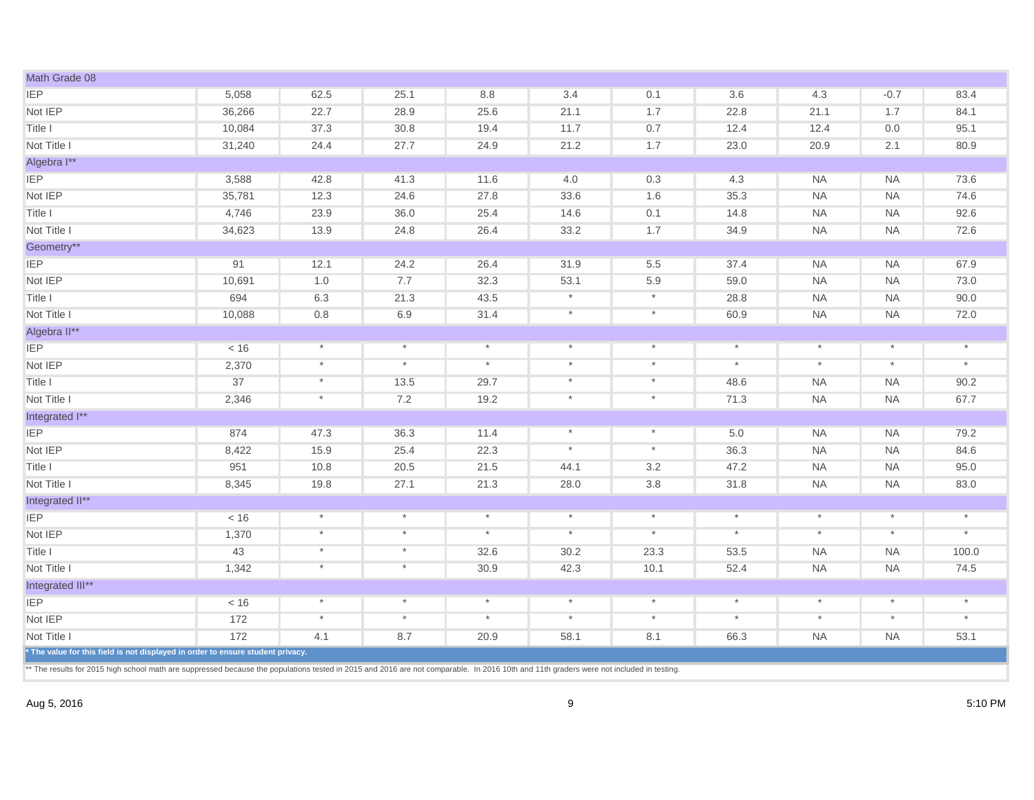| Math Grade 08 | | | | | | | | | | |
|---|---|---|---|---|---|---|---|---|---|---|
| IEP | 5,058 | 62.5 | 25.1 | 8.8 | 3.4 | 0.1 | 3.6 | 4.3 | -0.7 | 83.4 |
| Not IEP | 36,266 | 22.7 | 28.9 | 25.6 | 21.1 | 1.7 | 22.8 | 21.1 | 1.7 | 84.1 |
| Title I | 10,084 | 37.3 | 30.8 | 19.4 | 11.7 | 0.7 | 12.4 | 12.4 | 0.0 | 95.1 |
| Not Title I | 31,240 | 24.4 | 27.7 | 24.9 | 21.2 | 1.7 | 23.0 | 20.9 | 2.1 | 80.9 |
| Algebra I** | | | | | | | | | | |
| IEP | 3,588 | 42.8 | 41.3 | 11.6 | 4.0 | 0.3 | 4.3 | NA | NA | 73.6 |
| Not IEP | 35,781 | 12.3 | 24.6 | 27.8 | 33.6 | 1.6 | 35.3 | NA | NA | 74.6 |
| Title I | 4,746 | 23.9 | 36.0 | 25.4 | 14.6 | 0.1 | 14.8 | NA | NA | 92.6 |
| Not Title I | 34,623 | 13.9 | 24.8 | 26.4 | 33.2 | 1.7 | 34.9 | NA | NA | 72.6 |
| Geometry** | | | | | | | | | | |
| IEP | 91 | 12.1 | 24.2 | 26.4 | 31.9 | 5.5 | 37.4 | NA | NA | 67.9 |
| Not IEP | 10,691 | 1.0 | 7.7 | 32.3 | 53.1 | 5.9 | 59.0 | NA | NA | 73.0 |
| Title I | 694 | 6.3 | 21.3 | 43.5 | * | * | 28.8 | NA | NA | 90.0 |
| Not Title I | 10,088 | 0.8 | 6.9 | 31.4 | * | * | 60.9 | NA | NA | 72.0 |
| Algebra II** | | | | | | | | | | |
| IEP | < 16 | * | * | * | * | * | * | * | * | * |
| Not IEP | 2,370 | * | * | * | * | * | * | * | * | * |
| Title I | 37 | * | 13.5 | 29.7 | * | * | 48.6 | NA | NA | 90.2 |
| Not Title I | 2,346 | * | 7.2 | 19.2 | * | * | 71.3 | NA | NA | 67.7 |
| Integrated I** | | | | | | | | | | |
| IEP | 874 | 47.3 | 36.3 | 11.4 | * | * | 5.0 | NA | NA | 79.2 |
| Not IEP | 8,422 | 15.9 | 25.4 | 22.3 | * | * | 36.3 | NA | NA | 84.6 |
| Title I | 951 | 10.8 | 20.5 | 21.5 | 44.1 | 3.2 | 47.2 | NA | NA | 95.0 |
| Not Title I | 8,345 | 19.8 | 27.1 | 21.3 | 28.0 | 3.8 | 31.8 | NA | NA | 83.0 |
| Integrated II** | | | | | | | | | | |
| IEP | < 16 | * | * | * | * | * | * | * | * | * |
| Not IEP | 1,370 | * | * | * | * | * | * | * | * | * |
| Title I | 43 | * | * | 32.6 | 30.2 | 23.3 | 53.5 | NA | NA | 100.0 |
| Not Title I | 1,342 | * | * | 30.9 | 42.3 | 10.1 | 52.4 | NA | NA | 74.5 |
| Integrated III** | | | | | | | | | | |
| IEP | < 16 | * | * | * | * | * | * | * | * | * |
| Not IEP | 172 | * | * | * | * | * | * | * | * | * |
| Not Title I | 172 | 4.1 | 8.7 | 20.9 | 58.1 | 8.1 | 66.3 | NA | NA | 53.1 |

**\* The value for this field is not displayed in order to ensure student privacy.**

** The results for 2015 high school math are suppressed because the populations tested in 2015 and 2016 are not comparable. In 2016 10th and 11th graders were not included in testing.

Aug 5, 2016 5:10 PM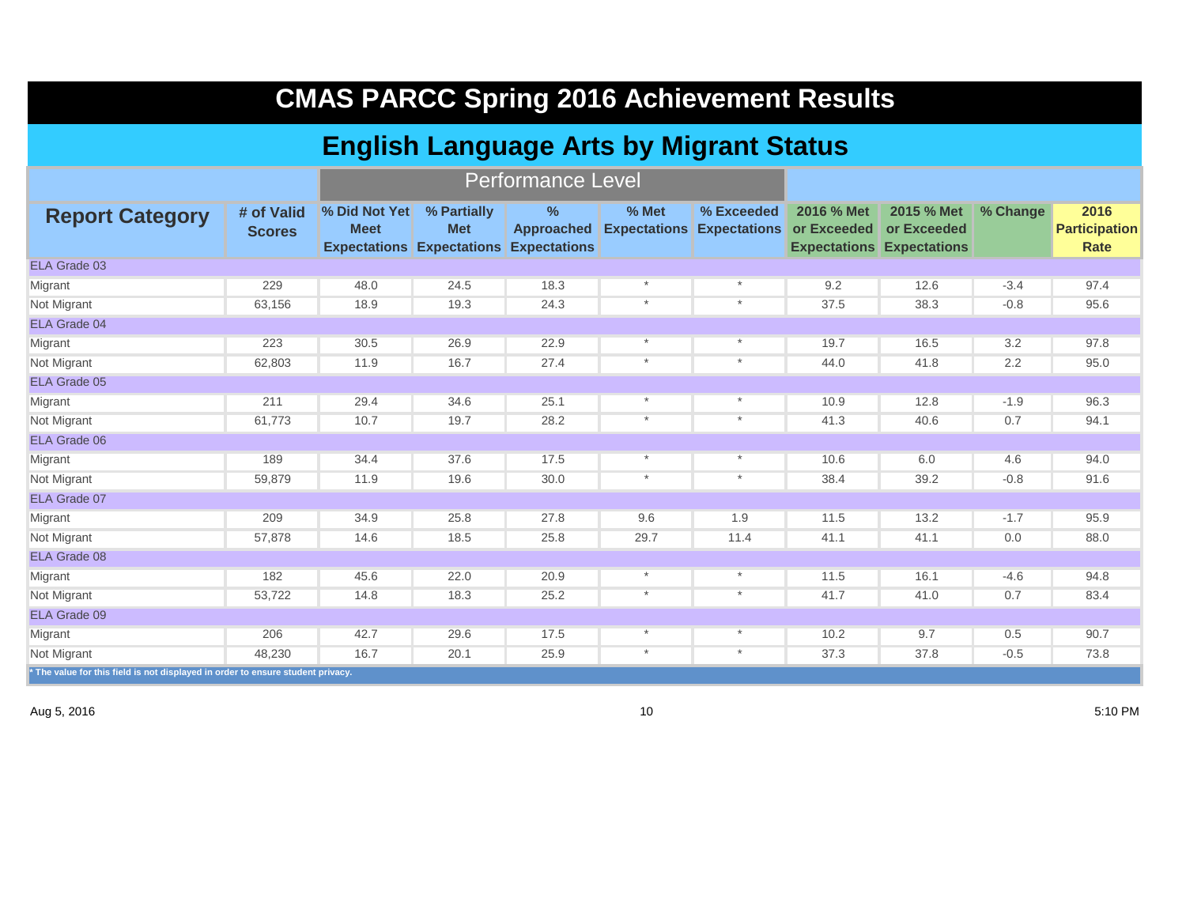# CMAS PARCC Spring 2016 Achievement Results

## English Language Arts by Migrant Status

| Report Category | # of Valid Scores | Performance Level | | | | | | | | |
|---|---|---|---|---|---|---|---|---|---|---|
| | | % Did Not Yet Meet Expectations | % Partially Met Expectations | % Approached Expectations | % Met Expectations | % Exceeded Expectations | 2016 % Met or Exceeded Expectations | 2015 % Met or Exceeded Expectations | % Change | 2016 Participation Rate |
| ELA Grade 03 | | | | | | | | | | |
| Migrant | 229 | 48.0 | 24.5 | 18.3 | * | * | 9.2 | 12.6 | -3.4 | 97.4 |
| Not Migrant | 63,156 | 18.9 | 19.3 | 24.3 | * | * | 37.5 | 38.3 | -0.8 | 95.6 |
| ELA Grade 04 | | | | | | | | | | |
| Migrant | 223 | 30.5 | 26.9 | 22.9 | * | * | 19.7 | 16.5 | 3.2 | 97.8 |
| Not Migrant | 62,803 | 11.9 | 16.7 | 27.4 | * | * | 44.0 | 41.8 | 2.2 | 95.0 |
| ELA Grade 05 | | | | | | | | | | |
| Migrant | 211 | 29.4 | 34.6 | 25.1 | * | * | 10.9 | 12.8 | -1.9 | 96.3 |
| Not Migrant | 61,773 | 10.7 | 19.7 | 28.2 | * | * | 41.3 | 40.6 | 0.7 | 94.1 |
| ELA Grade 06 | | | | | | | | | | |
| Migrant | 189 | 34.4 | 37.6 | 17.5 | * | * | 10.6 | 6.0 | 4.6 | 94.0 |
| Not Migrant | 59,879 | 11.9 | 19.6 | 30.0 | * | * | 38.4 | 39.2 | -0.8 | 91.6 |
| ELA Grade 07 | | | | | | | | | | |
| Migrant | 209 | 34.9 | 25.8 | 27.8 | 9.6 | 1.9 | 11.5 | 13.2 | -1.7 | 95.9 |
| Not Migrant | 57,878 | 14.6 | 18.5 | 25.8 | 29.7 | 11.4 | 41.1 | 41.1 | 0.0 | 88.0 |
| ELA Grade 08 | | | | | | | | | | |
| Migrant | 182 | 45.6 | 22.0 | 20.9 | * | * | 11.5 | 16.1 | -4.6 | 94.8 |
| Not Migrant | 53,722 | 14.8 | 18.3 | 25.2 | * | * | 41.7 | 41.0 | 0.7 | 83.4 |
| ELA Grade 09 | | | | | | | | | | |
| Migrant | 206 | 42.7 | 29.6 | 17.5 | * | * | 10.2 | 9.7 | 0.5 | 90.7 |
| Not Migrant | 48,230 | 16.7 | 20.1 | 25.9 | * | * | 37.3 | 37.8 | -0.5 | 73.8 |

* The value for this field is not displayed in order to ensure student privacy.

Aug 5, 2016 5:10 PM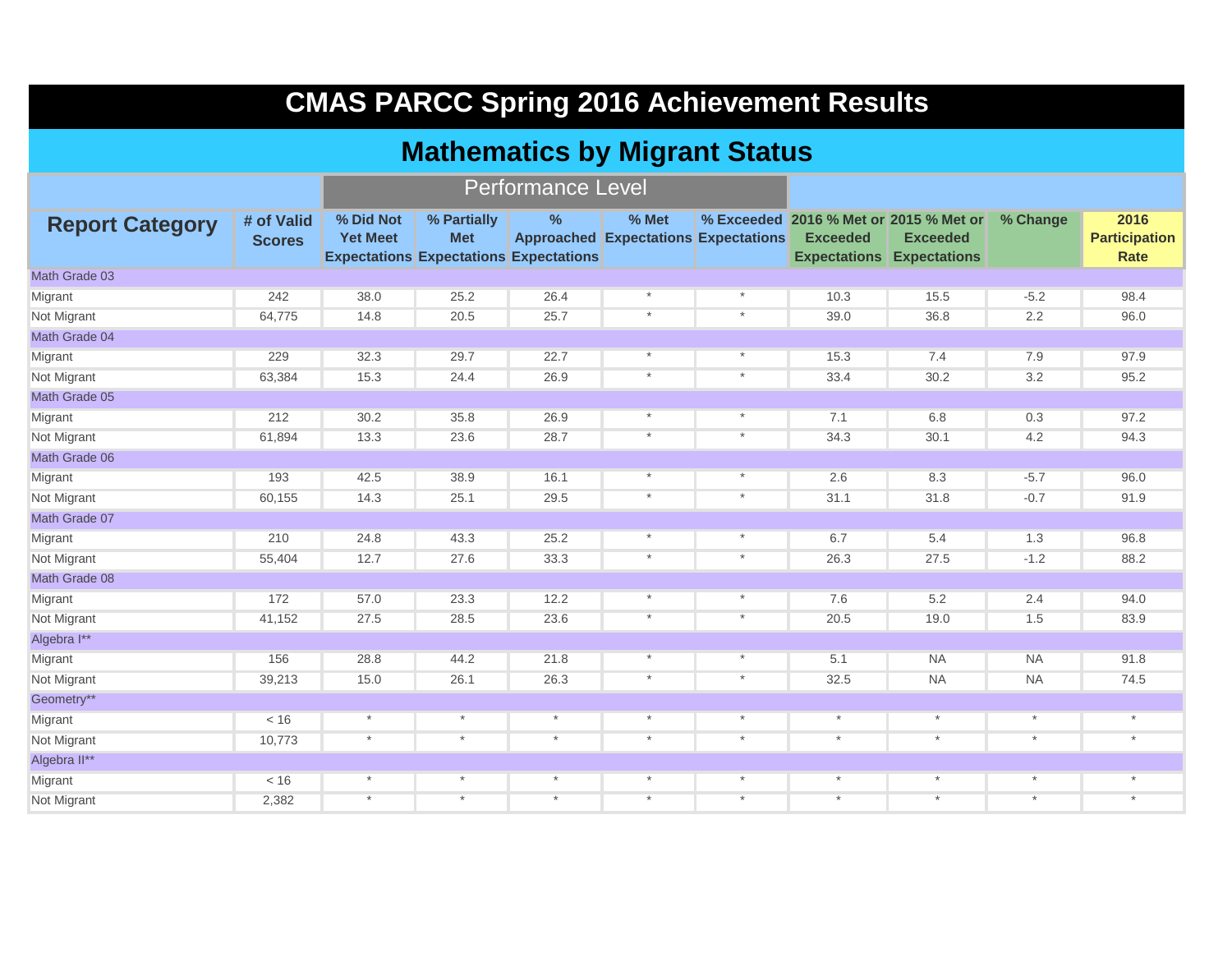# CMAS PARCC Spring 2016 Achievement Results

## Mathematics by Migrant Status

| Report Category | # of Valid Scores | Performance Level | | | | | | | | |
|---|---|---|---|---|---|---|---|---|---|---|
| | | % Did Not Yet Meet Expectations | % Partially Met Expectations | % Approached Expectations | % Met Expectations | % Exceeded Expectations | 2016 % Met or Exceeded Expectations | 2015 % Met or Exceeded Expectations | % Change | 2016 Participation Rate |
| Math Grade 03 | | | | | | | | | | |
| Migrant | 242 | 38.0 | 25.2 | 26.4 | * | * | 10.3 | 15.5 | -5.2 | 98.4 |
| Not Migrant | 64,775 | 14.8 | 20.5 | 25.7 | * | * | 39.0 | 36.8 | 2.2 | 96.0 |
| Math Grade 04 | | | | | | | | | | |
| Migrant | 229 | 32.3 | 29.7 | 22.7 | * | * | 15.3 | 7.4 | 7.9 | 97.9 |
| Not Migrant | 63,384 | 15.3 | 24.4 | 26.9 | * | * | 33.4 | 30.2 | 3.2 | 95.2 |
| Math Grade 05 | | | | | | | | | | |
| Migrant | 212 | 30.2 | 35.8 | 26.9 | * | * | 7.1 | 6.8 | 0.3 | 97.2 |
| Not Migrant | 61,894 | 13.3 | 23.6 | 28.7 | * | * | 34.3 | 30.1 | 4.2 | 94.3 |
| Math Grade 06 | | | | | | | | | | |
| Migrant | 193 | 42.5 | 38.9 | 16.1 | * | * | 2.6 | 8.3 | -5.7 | 96.0 |
| Not Migrant | 60,155 | 14.3 | 25.1 | 29.5 | * | * | 31.1 | 31.8 | -0.7 | 91.9 |
| Math Grade 07 | | | | | | | | | | |
| Migrant | 210 | 24.8 | 43.3 | 25.2 | * | * | 6.7 | 5.4 | 1.3 | 96.8 |
| Not Migrant | 55,404 | 12.7 | 27.6 | 33.3 | * | * | 26.3 | 27.5 | -1.2 | 88.2 |
| Math Grade 08 | | | | | | | | | | |
| Migrant | 172 | 57.0 | 23.3 | 12.2 | * | * | 7.6 | 5.2 | 2.4 | 94.0 |
| Not Migrant | 41,152 | 27.5 | 28.5 | 23.6 | * | * | 20.5 | 19.0 | 1.5 | 83.9 |
| Algebra I** | | | | | | | | | | |
| Migrant | 156 | 28.8 | 44.2 | 21.8 | * | * | 5.1 | NA | NA | 91.8 |
| Not Migrant | 39,213 | 15.0 | 26.1 | 26.3 | * | * | 32.5 | NA | NA | 74.5 |
| Geometry** | | | | | | | | | | |
| Migrant | < 16 | * | * | * | * | * | * | * | * | * |
| Not Migrant | 10,773 | * | * | * | * | * | * | * | * | * |
| Algebra II** | | | | | | | | | | |
| Migrant | < 16 | * | * | * | * | * | * | * | * | * |
| Not Migrant | 2,382 | * | * | * | * | * | * | * | * | * |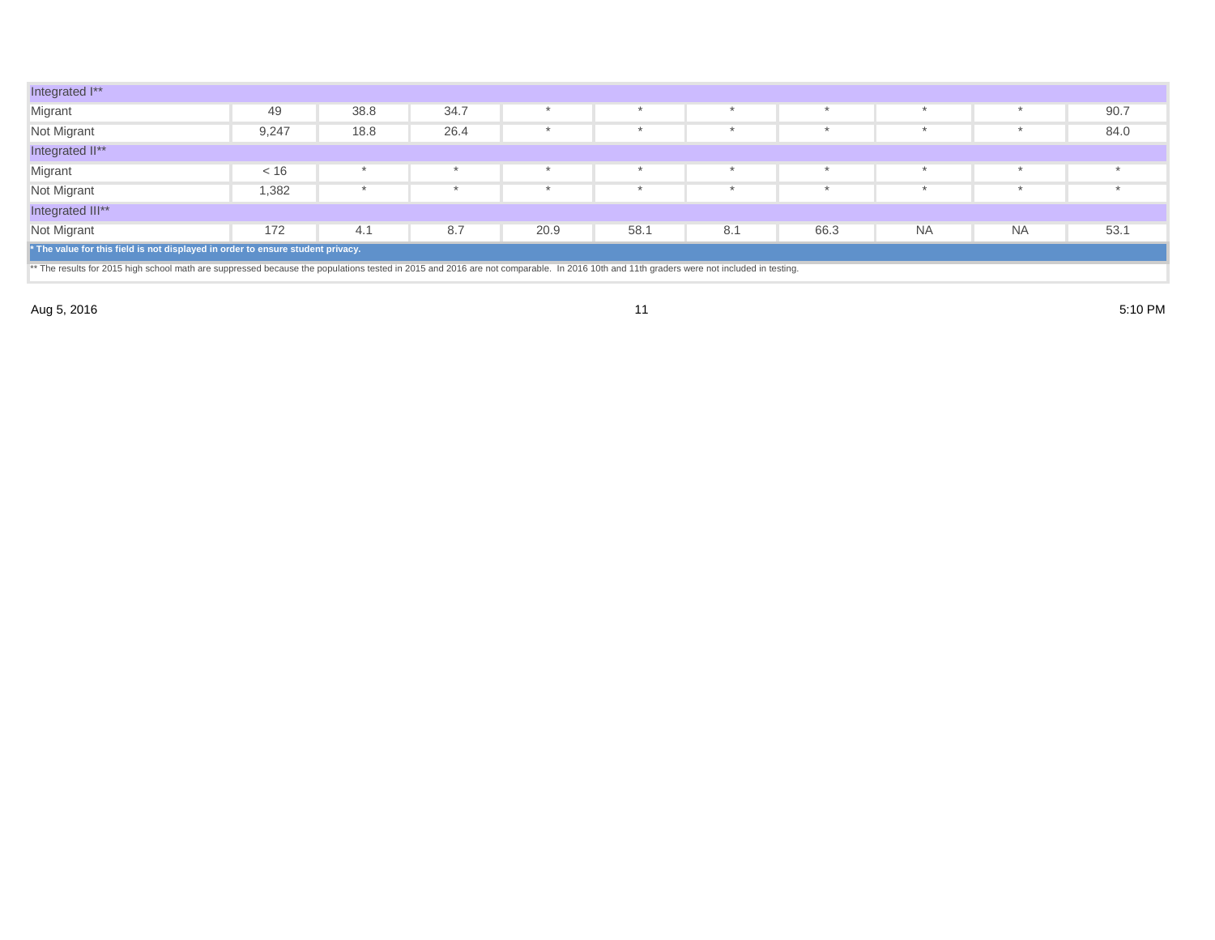| | | | | | | | | | | |
|---|---|---|---|---|---|---|---|---|---|---|
| Integrated I** | | | | | | | | | | |
| Migrant | 49 | 38.8 | 34.7 | * | * | * | * | * | * | 90.7 |
| Not Migrant | 9,247 | 18.8 | 26.4 | * | * | * | * | * | * | 84.0 |
| Integrated II** | | | | | | | | | | |
| Migrant | < 16 | * | * | * | * | * | * | * | * | * |
| Not Migrant | 1,382 | * | * | * | * | * | * | * | * | * |
| Integrated III** | | | | | | | | | | |
| Not Migrant | 172 | 4.1 | 8.7 | 20.9 | 58.1 | 8.1 | 66.3 | NA | NA | 53.1 |

**\* The value for this field is not displayed in order to ensure student privacy.**

** The results for 2015 high school math are suppressed because the populations tested in 2015 and 2016 are not comparable. In 2016 10th and 11th graders were not included in testing.

Aug 5, 2016 5:10 PM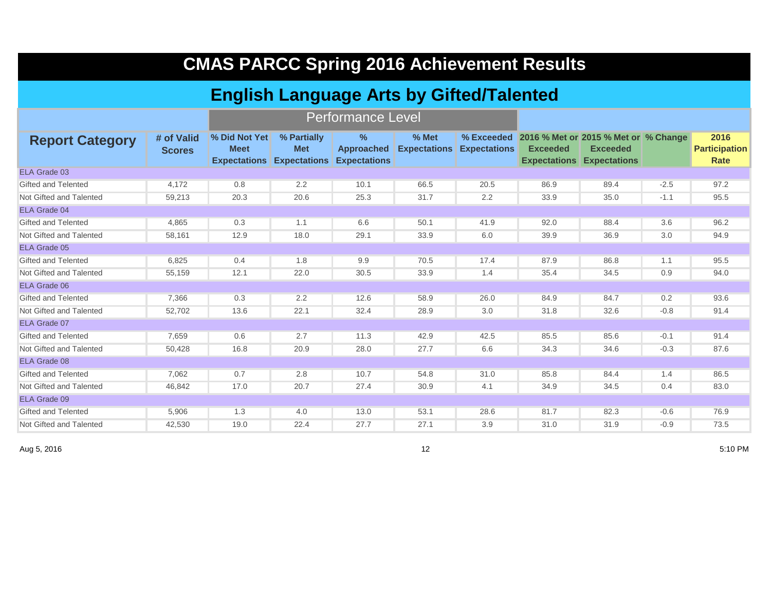# CMAS PARCC Spring 2016 Achievement Results

## English Language Arts by Gifted/Talented

| Report Category | # of Valid Scores | Performance Level | | | | | 2016 % Met or Exceeded Expectations | 2015 % Met or Exceeded Expectations | % Change | 2016 Participation Rate |
|---|---|---|---|---|---|---|---|---|---|---|
| | | % Did Not Yet Meet Expectations | % Partially Met Expectations | % Approached Expectations | % Met Expectations | % Exceeded Expectations | | | | |
| ELA Grade 03 | | | | | | | | | | |
| Gifted and Telented | 4,172 | 0.8 | 2.2 | 10.1 | 66.5 | 20.5 | 86.9 | 89.4 | -2.5 | 97.2 |
| Not Gifted and Talented | 59,213 | 20.3 | 20.6 | 25.3 | 31.7 | 2.2 | 33.9 | 35.0 | -1.1 | 95.5 |
| ELA Grade 04 | | | | | | | | | | |
| Gifted and Telented | 4,865 | 0.3 | 1.1 | 6.6 | 50.1 | 41.9 | 92.0 | 88.4 | 3.6 | 96.2 |
| Not Gifted and Talented | 58,161 | 12.9 | 18.0 | 29.1 | 33.9 | 6.0 | 39.9 | 36.9 | 3.0 | 94.9 |
| ELA Grade 05 | | | | | | | | | | |
| Gifted and Telented | 6,825 | 0.4 | 1.8 | 9.9 | 70.5 | 17.4 | 87.9 | 86.8 | 1.1 | 95.5 |
| Not Gifted and Talented | 55,159 | 12.1 | 22.0 | 30.5 | 33.9 | 1.4 | 35.4 | 34.5 | 0.9 | 94.0 |
| ELA Grade 06 | | | | | | | | | | |
| Gifted and Telented | 7,366 | 0.3 | 2.2 | 12.6 | 58.9 | 26.0 | 84.9 | 84.7 | 0.2 | 93.6 |
| Not Gifted and Talented | 52,702 | 13.6 | 22.1 | 32.4 | 28.9 | 3.0 | 31.8 | 32.6 | -0.8 | 91.4 |
| ELA Grade 07 | | | | | | | | | | |
| Gifted and Telented | 7,659 | 0.6 | 2.7 | 11.3 | 42.9 | 42.5 | 85.5 | 85.6 | -0.1 | 91.4 |
| Not Gifted and Talented | 50,428 | 16.8 | 20.9 | 28.0 | 27.7 | 6.6 | 34.3 | 34.6 | -0.3 | 87.6 |
| ELA Grade 08 | | | | | | | | | | |
| Gifted and Telented | 7,062 | 0.7 | 2.8 | 10.7 | 54.8 | 31.0 | 85.8 | 84.4 | 1.4 | 86.5 |
| Not Gifted and Talented | 46,842 | 17.0 | 20.7 | 27.4 | 30.9 | 4.1 | 34.9 | 34.5 | 0.4 | 83.0 |
| ELA Grade 09 | | | | | | | | | | |
| Gifted and Telented | 5,906 | 1.3 | 4.0 | 13.0 | 53.1 | 28.6 | 81.7 | 82.3 | -0.6 | 76.9 |
| Not Gifted and Talented | 42,530 | 19.0 | 22.4 | 27.7 | 27.1 | 3.9 | 31.0 | 31.9 | -0.9 | 73.5 |

Aug 5, 2016 — 5:10 PM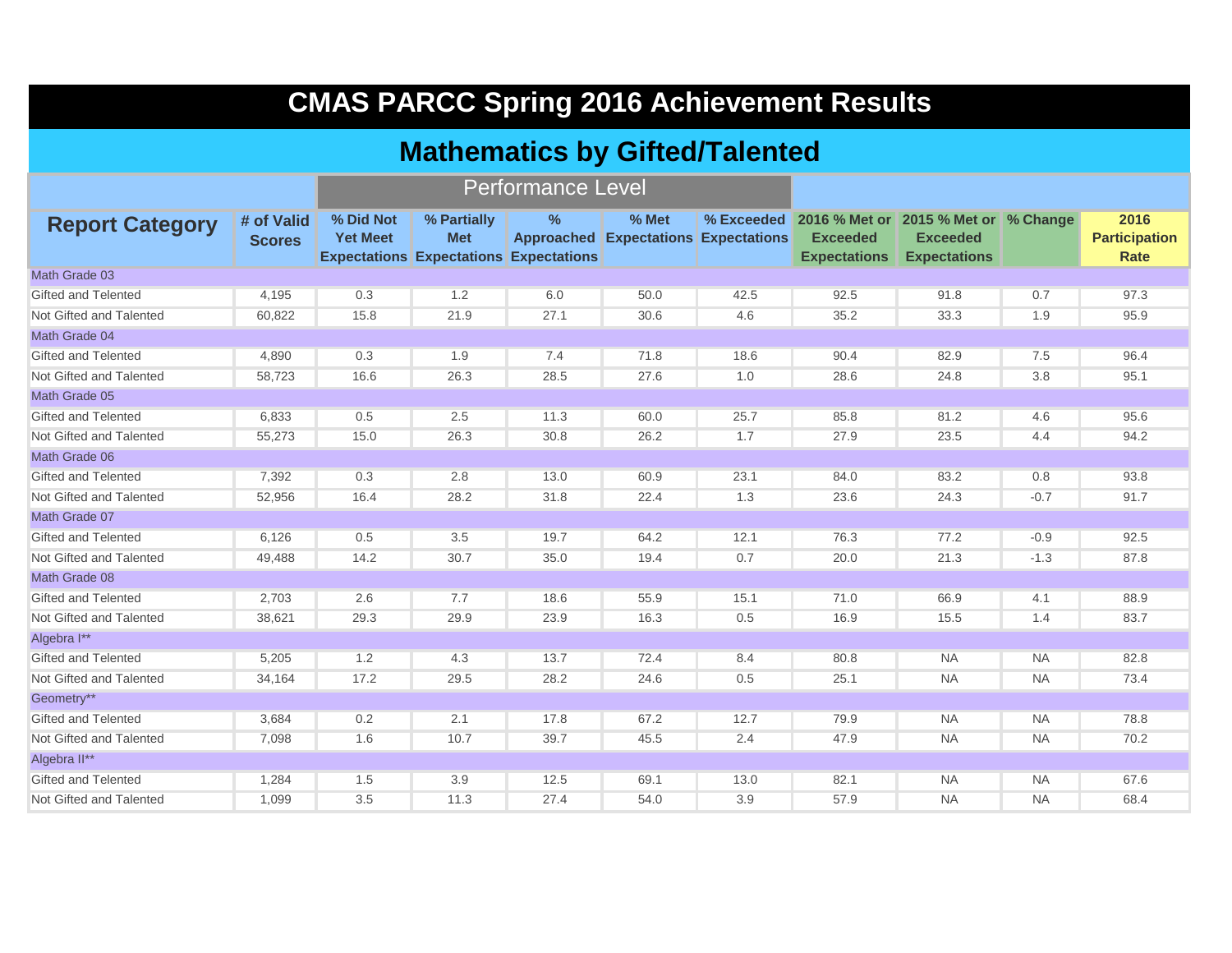# CMAS PARCC Spring 2016 Achievement Results

## Mathematics by Gifted/Talented

| Report Category | # of Valid Scores | Performance Level | | | | | 2016 % Met or Exceeded Expectations | 2015 % Met or Exceeded Expectations | % Change | 2016 Participation Rate |
|---|---|---|---|---|---|---|---|---|---|---|
| | | % Did Not Yet Meet Expectations | % Partially Met Expectations | % Approached Expectations | % Met Expectations | % Exceeded Expectations | | | | |
| Math Grade 03 | | | | | | | | | | |
| Gifted and Telented | 4,195 | 0.3 | 1.2 | 6.0 | 50.0 | 42.5 | 92.5 | 91.8 | 0.7 | 97.3 |
| Not Gifted and Talented | 60,822 | 15.8 | 21.9 | 27.1 | 30.6 | 4.6 | 35.2 | 33.3 | 1.9 | 95.9 |
| Math Grade 04 | | | | | | | | | | |
| Gifted and Telented | 4,890 | 0.3 | 1.9 | 7.4 | 71.8 | 18.6 | 90.4 | 82.9 | 7.5 | 96.4 |
| Not Gifted and Talented | 58,723 | 16.6 | 26.3 | 28.5 | 27.6 | 1.0 | 28.6 | 24.8 | 3.8 | 95.1 |
| Math Grade 05 | | | | | | | | | | |
| Gifted and Telented | 6,833 | 0.5 | 2.5 | 11.3 | 60.0 | 25.7 | 85.8 | 81.2 | 4.6 | 95.6 |
| Not Gifted and Talented | 55,273 | 15.0 | 26.3 | 30.8 | 26.2 | 1.7 | 27.9 | 23.5 | 4.4 | 94.2 |
| Math Grade 06 | | | | | | | | | | |
| Gifted and Telented | 7,392 | 0.3 | 2.8 | 13.0 | 60.9 | 23.1 | 84.0 | 83.2 | 0.8 | 93.8 |
| Not Gifted and Talented | 52,956 | 16.4 | 28.2 | 31.8 | 22.4 | 1.3 | 23.6 | 24.3 | -0.7 | 91.7 |
| Math Grade 07 | | | | | | | | | | |
| Gifted and Telented | 6,126 | 0.5 | 3.5 | 19.7 | 64.2 | 12.1 | 76.3 | 77.2 | -0.9 | 92.5 |
| Not Gifted and Talented | 49,488 | 14.2 | 30.7 | 35.0 | 19.4 | 0.7 | 20.0 | 21.3 | -1.3 | 87.8 |
| Math Grade 08 | | | | | | | | | | |
| Gifted and Telented | 2,703 | 2.6 | 7.7 | 18.6 | 55.9 | 15.1 | 71.0 | 66.9 | 4.1 | 88.9 |
| Not Gifted and Talented | 38,621 | 29.3 | 29.9 | 23.9 | 16.3 | 0.5 | 16.9 | 15.5 | 1.4 | 83.7 |
| Algebra I** | | | | | | | | | | |
| Gifted and Telented | 5,205 | 1.2 | 4.3 | 13.7 | 72.4 | 8.4 | 80.8 | NA | NA | 82.8 |
| Not Gifted and Talented | 34,164 | 17.2 | 29.5 | 28.2 | 24.6 | 0.5 | 25.1 | NA | NA | 73.4 |
| Geometry** | | | | | | | | | | |
| Gifted and Telented | 3,684 | 0.2 | 2.1 | 17.8 | 67.2 | 12.7 | 79.9 | NA | NA | 78.8 |
| Not Gifted and Talented | 7,098 | 1.6 | 10.7 | 39.7 | 45.5 | 2.4 | 47.9 | NA | NA | 70.2 |
| Algebra II** | | | | | | | | | | |
| Gifted and Telented | 1,284 | 1.5 | 3.9 | 12.5 | 69.1 | 13.0 | 82.1 | NA | NA | 67.6 |
| Not Gifted and Talented | 1,099 | 3.5 | 11.3 | 27.4 | 54.0 | 3.9 | 57.9 | NA | NA | 68.4 |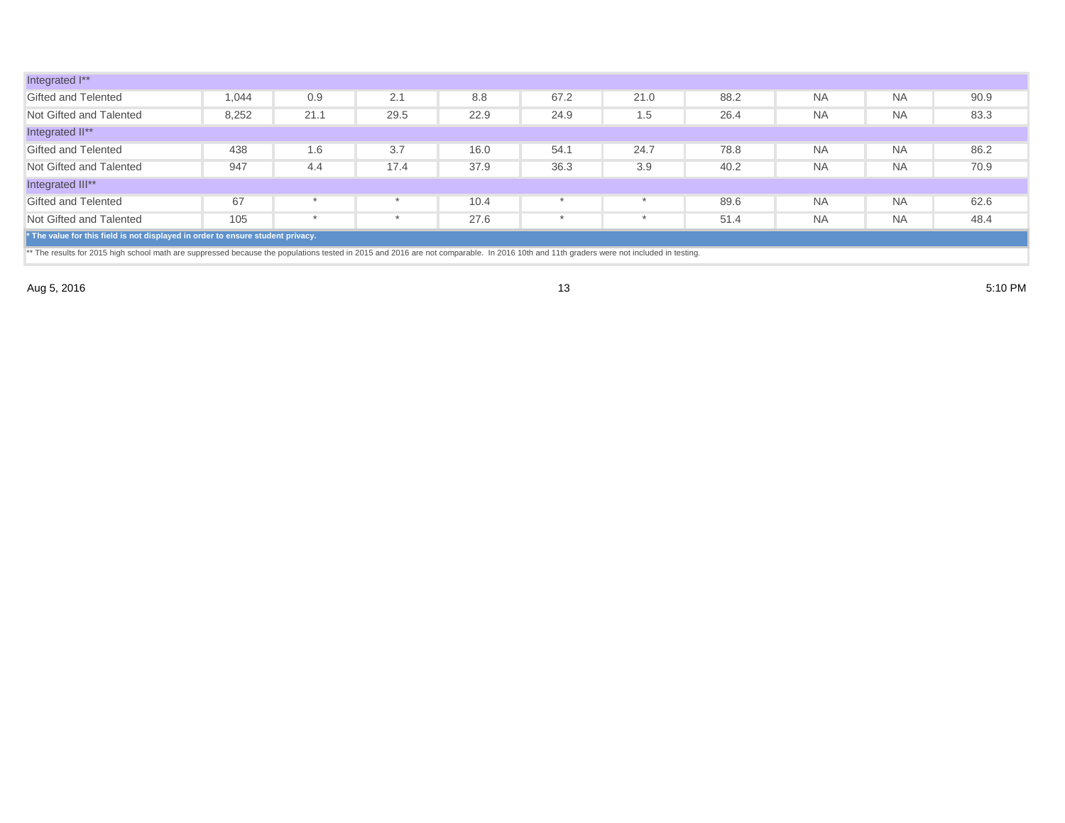| | | | | | | | | | | |
|---|---|---|---|---|---|---|---|---|---|---|
| Integrated I** | | | | | | | | | | |
| Gifted and Telented | 1,044 | 0.9 | 2.1 | 8.8 | 67.2 | 21.0 | 88.2 | NA | NA | 90.9 |
| Not Gifted and Talented | 8,252 | 21.1 | 29.5 | 22.9 | 24.9 | 1.5 | 26.4 | NA | NA | 83.3 |
| Integrated II** | | | | | | | | | | |
| Gifted and Telented | 438 | 1.6 | 3.7 | 16.0 | 54.1 | 24.7 | 78.8 | NA | NA | 86.2 |
| Not Gifted and Talented | 947 | 4.4 | 17.4 | 37.9 | 36.3 | 3.9 | 40.2 | NA | NA | 70.9 |
| Integrated III** | | | | | | | | | | |
| Gifted and Telented | 67 | * | * | 10.4 | * | * | 89.6 | NA | NA | 62.6 |
| Not Gifted and Talented | 105 | * | * | 27.6 | * | * | 51.4 | NA | NA | 48.4 |

**\* The value for this field is not displayed in order to ensure student privacy.**

** The results for 2015 high school math are suppressed because the populations tested in 2015 and 2016 are not comparable. In 2016 10th and 11th graders were not included in testing.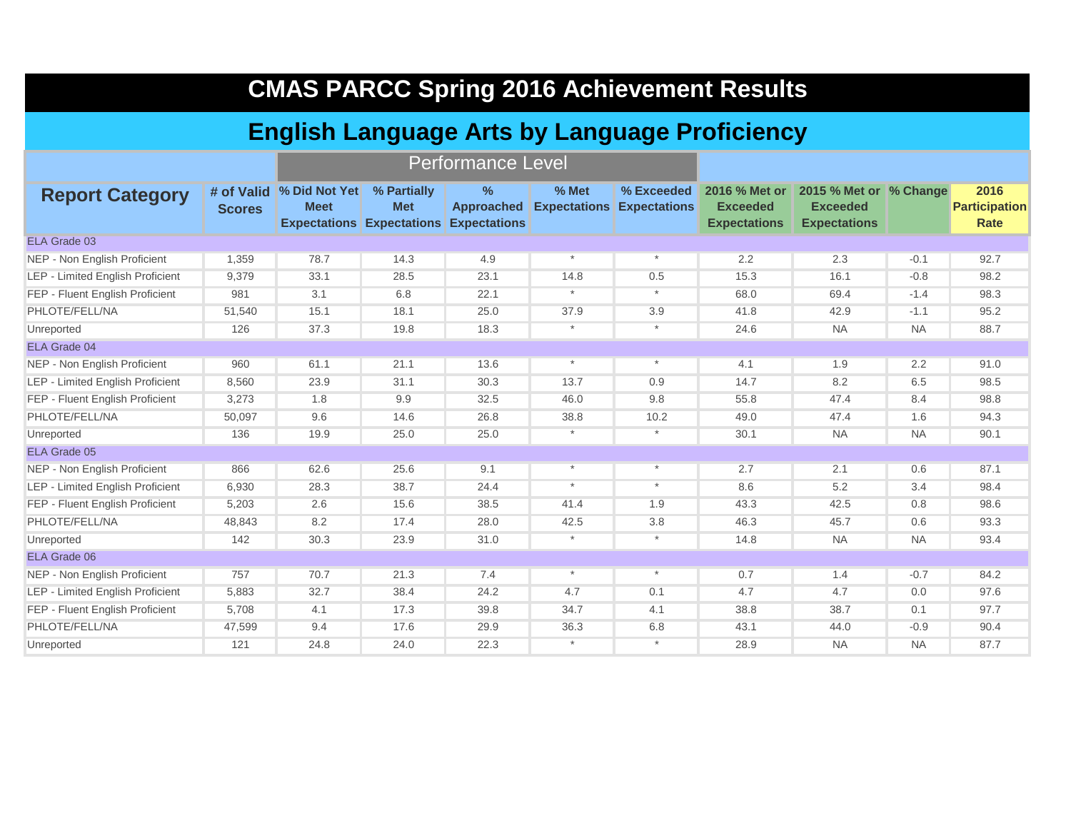# CMAS PARCC Spring 2016 Achievement Results

## English Language Arts by Language Proficiency

| Report Category | # of Valid Scores | Performance Level | | | | | 2016 % Met or Exceeded Expectations | 2015 % Met or Exceeded Expectations | % Change | 2016 Participation Rate |
|---|---|---|---|---|---|---|---|---|---|---|
| | | % Did Not Yet Meet Expectations | % Partially Met Expectations | % Approached Expectations | % Met Expectations | % Exceeded Expectations | | | | |
| ELA Grade 03 | | | | | | | | | | |
| NEP - Non English Proficient | 1,359 | 78.7 | 14.3 | 4.9 | * | * | 2.2 | 2.3 | -0.1 | 92.7 |
| LEP - Limited English Proficient | 9,379 | 33.1 | 28.5 | 23.1 | 14.8 | 0.5 | 15.3 | 16.1 | -0.8 | 98.2 |
| FEP - Fluent English Proficient | 981 | 3.1 | 6.8 | 22.1 | * | * | 68.0 | 69.4 | -1.4 | 98.3 |
| PHLOTE/FELL/NA | 51,540 | 15.1 | 18.1 | 25.0 | 37.9 | 3.9 | 41.8 | 42.9 | -1.1 | 95.2 |
| Unreported | 126 | 37.3 | 19.8 | 18.3 | * | * | 24.6 | NA | NA | 88.7 |
| ELA Grade 04 | | | | | | | | | | |
| NEP - Non English Proficient | 960 | 61.1 | 21.1 | 13.6 | * | * | 4.1 | 1.9 | 2.2 | 91.0 |
| LEP - Limited English Proficient | 8,560 | 23.9 | 31.1 | 30.3 | 13.7 | 0.9 | 14.7 | 8.2 | 6.5 | 98.5 |
| FEP - Fluent English Proficient | 3,273 | 1.8 | 9.9 | 32.5 | 46.0 | 9.8 | 55.8 | 47.4 | 8.4 | 98.8 |
| PHLOTE/FELL/NA | 50,097 | 9.6 | 14.6 | 26.8 | 38.8 | 10.2 | 49.0 | 47.4 | 1.6 | 94.3 |
| Unreported | 136 | 19.9 | 25.0 | 25.0 | * | * | 30.1 | NA | NA | 90.1 |
| ELA Grade 05 | | | | | | | | | | |
| NEP - Non English Proficient | 866 | 62.6 | 25.6 | 9.1 | * | * | 2.7 | 2.1 | 0.6 | 87.1 |
| LEP - Limited English Proficient | 6,930 | 28.3 | 38.7 | 24.4 | * | * | 8.6 | 5.2 | 3.4 | 98.4 |
| FEP - Fluent English Proficient | 5,203 | 2.6 | 15.6 | 38.5 | 41.4 | 1.9 | 43.3 | 42.5 | 0.8 | 98.6 |
| PHLOTE/FELL/NA | 48,843 | 8.2 | 17.4 | 28.0 | 42.5 | 3.8 | 46.3 | 45.7 | 0.6 | 93.3 |
| Unreported | 142 | 30.3 | 23.9 | 31.0 | * | * | 14.8 | NA | NA | 93.4 |
| ELA Grade 06 | | | | | | | | | | |
| NEP - Non English Proficient | 757 | 70.7 | 21.3 | 7.4 | * | * | 0.7 | 1.4 | -0.7 | 84.2 |
| LEP - Limited English Proficient | 5,883 | 32.7 | 38.4 | 24.2 | 4.7 | 0.1 | 4.7 | 4.7 | 0.0 | 97.6 |
| FEP - Fluent English Proficient | 5,708 | 4.1 | 17.3 | 39.8 | 34.7 | 4.1 | 38.8 | 38.7 | 0.1 | 97.7 |
| PHLOTE/FELL/NA | 47,599 | 9.4 | 17.6 | 29.9 | 36.3 | 6.8 | 43.1 | 44.0 | -0.9 | 90.4 |
| Unreported | 121 | 24.8 | 24.0 | 22.3 | * | * | 28.9 | NA | NA | 87.7 |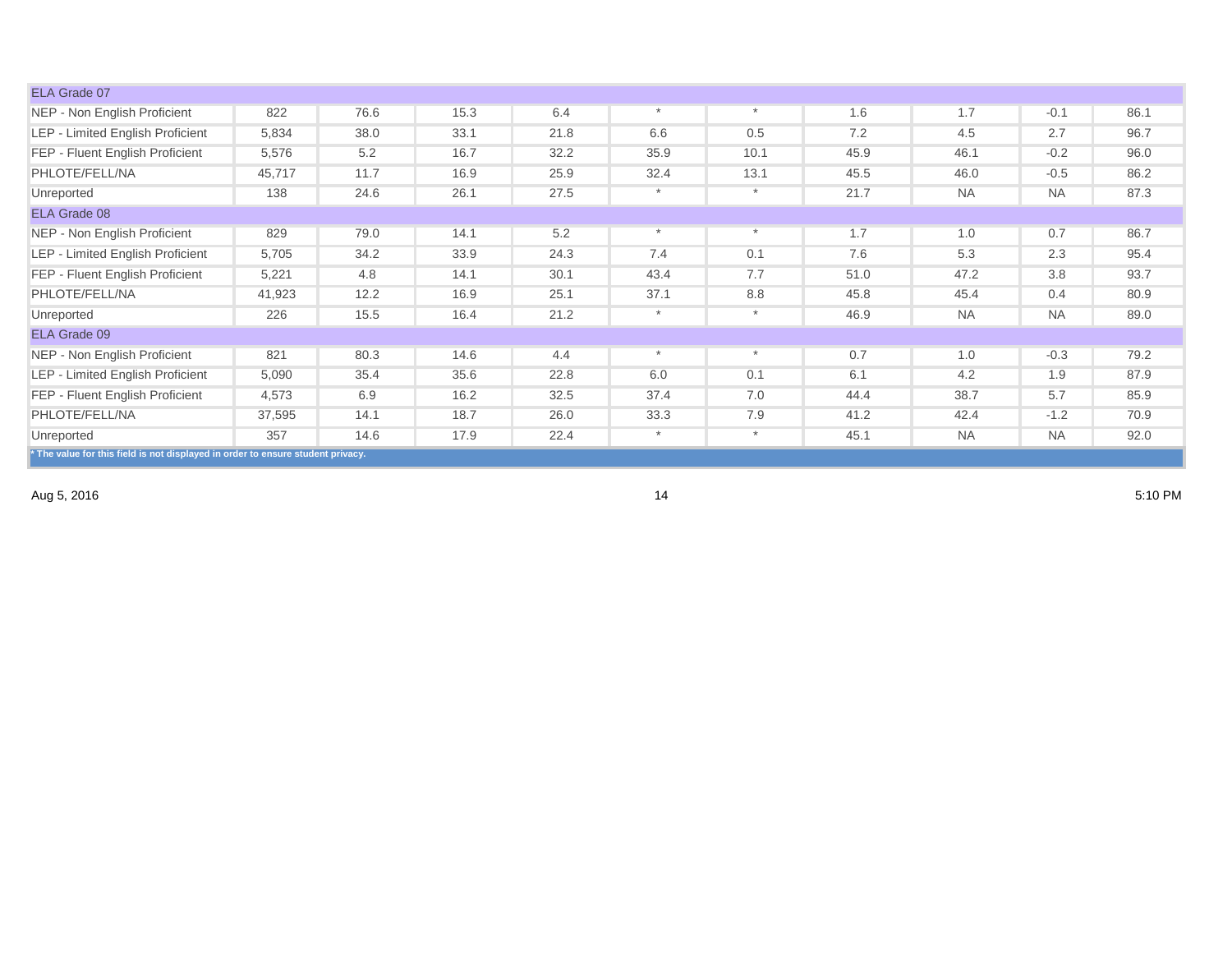| ELA Grade 07 | | | | | | | | | | |
|---|---|---|---|---|---|---|---|---|---|---|
| NEP - Non English Proficient | 822 | 76.6 | 15.3 | 6.4 | * | * | 1.6 | 1.7 | -0.1 | 86.1 |
| LEP - Limited English Proficient | 5,834 | 38.0 | 33.1 | 21.8 | 6.6 | 0.5 | 7.2 | 4.5 | 2.7 | 96.7 |
| FEP - Fluent English Proficient | 5,576 | 5.2 | 16.7 | 32.2 | 35.9 | 10.1 | 45.9 | 46.1 | -0.2 | 96.0 |
| PHLOTE/FELL/NA | 45,717 | 11.7 | 16.9 | 25.9 | 32.4 | 13.1 | 45.5 | 46.0 | -0.5 | 86.2 |
| Unreported | 138 | 24.6 | 26.1 | 27.5 | * | * | 21.7 | NA | NA | 87.3 |
| ELA Grade 08 | | | | | | | | | | |
| NEP - Non English Proficient | 829 | 79.0 | 14.1 | 5.2 | * | * | 1.7 | 1.0 | 0.7 | 86.7 |
| LEP - Limited English Proficient | 5,705 | 34.2 | 33.9 | 24.3 | 7.4 | 0.1 | 7.6 | 5.3 | 2.3 | 95.4 |
| FEP - Fluent English Proficient | 5,221 | 4.8 | 14.1 | 30.1 | 43.4 | 7.7 | 51.0 | 47.2 | 3.8 | 93.7 |
| PHLOTE/FELL/NA | 41,923 | 12.2 | 16.9 | 25.1 | 37.1 | 8.8 | 45.8 | 45.4 | 0.4 | 80.9 |
| Unreported | 226 | 15.5 | 16.4 | 21.2 | * | * | 46.9 | NA | NA | 89.0 |
| ELA Grade 09 | | | | | | | | | | |
| NEP - Non English Proficient | 821 | 80.3 | 14.6 | 4.4 | * | * | 0.7 | 1.0 | -0.3 | 79.2 |
| LEP - Limited English Proficient | 5,090 | 35.4 | 35.6 | 22.8 | 6.0 | 0.1 | 6.1 | 4.2 | 1.9 | 87.9 |
| FEP - Fluent English Proficient | 4,573 | 6.9 | 16.2 | 32.5 | 37.4 | 7.0 | 44.4 | 38.7 | 5.7 | 85.9 |
| PHLOTE/FELL/NA | 37,595 | 14.1 | 18.7 | 26.0 | 33.3 | 7.9 | 41.2 | 42.4 | -1.2 | 70.9 |
| Unreported | 357 | 14.6 | 17.9 | 22.4 | * | * | 45.1 | NA | NA | 92.0 |

**\* The value for this field is not displayed in order to ensure student privacy.**

Aug 5, 2016 5:10 PM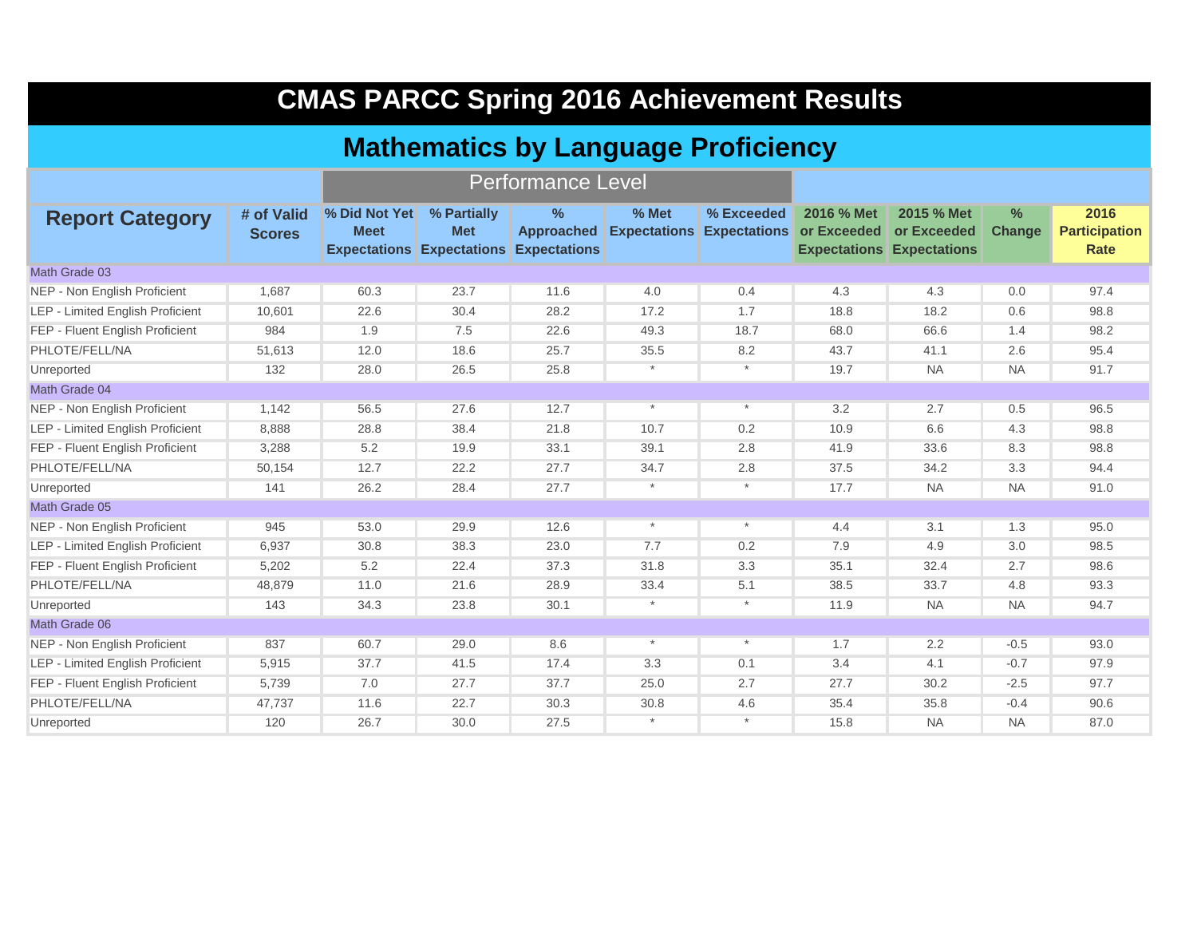# CMAS PARCC Spring 2016 Achievement Results

## Mathematics by Language Proficiency

| Report Category | # of Valid Scores | Performance Level | | | | | | | | |
|---|---|---|---|---|---|---|---|---|---|---|
| | | % Did Not Yet Meet Expectations | % Partially Met Expectations | % Approached Expectations | % Met Expectations | % Exceeded Expectations | 2016 % Met or Exceeded Expectations | 2015 % Met or Exceeded Expectations | % Change | 2016 Participation Rate |
| Math Grade 03 | | | | | | | | | | |
| NEP - Non English Proficient | 1,687 | 60.3 | 23.7 | 11.6 | 4.0 | 0.4 | 4.3 | 4.3 | 0.0 | 97.4 |
| LEP - Limited English Proficient | 10,601 | 22.6 | 30.4 | 28.2 | 17.2 | 1.7 | 18.8 | 18.2 | 0.6 | 98.8 |
| FEP - Fluent English Proficient | 984 | 1.9 | 7.5 | 22.6 | 49.3 | 18.7 | 68.0 | 66.6 | 1.4 | 98.2 |
| PHLOTE/FELL/NA | 51,613 | 12.0 | 18.6 | 25.7 | 35.5 | 8.2 | 43.7 | 41.1 | 2.6 | 95.4 |
| Unreported | 132 | 28.0 | 26.5 | 25.8 | * | * | 19.7 | NA | NA | 91.7 |
| Math Grade 04 | | | | | | | | | | |
| NEP - Non English Proficient | 1,142 | 56.5 | 27.6 | 12.7 | * | * | 3.2 | 2.7 | 0.5 | 96.5 |
| LEP - Limited English Proficient | 8,888 | 28.8 | 38.4 | 21.8 | 10.7 | 0.2 | 10.9 | 6.6 | 4.3 | 98.8 |
| FEP - Fluent English Proficient | 3,288 | 5.2 | 19.9 | 33.1 | 39.1 | 2.8 | 41.9 | 33.6 | 8.3 | 98.8 |
| PHLOTE/FELL/NA | 50,154 | 12.7 | 22.2 | 27.7 | 34.7 | 2.8 | 37.5 | 34.2 | 3.3 | 94.4 |
| Unreported | 141 | 26.2 | 28.4 | 27.7 | * | * | 17.7 | NA | NA | 91.0 |
| Math Grade 05 | | | | | | | | | | |
| NEP - Non English Proficient | 945 | 53.0 | 29.9 | 12.6 | * | * | 4.4 | 3.1 | 1.3 | 95.0 |
| LEP - Limited English Proficient | 6,937 | 30.8 | 38.3 | 23.0 | 7.7 | 0.2 | 7.9 | 4.9 | 3.0 | 98.5 |
| FEP - Fluent English Proficient | 5,202 | 5.2 | 22.4 | 37.3 | 31.8 | 3.3 | 35.1 | 32.4 | 2.7 | 98.6 |
| PHLOTE/FELL/NA | 48,879 | 11.0 | 21.6 | 28.9 | 33.4 | 5.1 | 38.5 | 33.7 | 4.8 | 93.3 |
| Unreported | 143 | 34.3 | 23.8 | 30.1 | * | * | 11.9 | NA | NA | 94.7 |
| Math Grade 06 | | | | | | | | | | |
| NEP - Non English Proficient | 837 | 60.7 | 29.0 | 8.6 | * | * | 1.7 | 2.2 | -0.5 | 93.0 |
| LEP - Limited English Proficient | 5,915 | 37.7 | 41.5 | 17.4 | 3.3 | 0.1 | 3.4 | 4.1 | -0.7 | 97.9 |
| FEP - Fluent English Proficient | 5,739 | 7.0 | 27.7 | 37.7 | 25.0 | 2.7 | 27.7 | 30.2 | -2.5 | 97.7 |
| PHLOTE/FELL/NA | 47,737 | 11.6 | 22.7 | 30.3 | 30.8 | 4.6 | 35.4 | 35.8 | -0.4 | 90.6 |
| Unreported | 120 | 26.7 | 30.0 | 27.5 | * | * | 15.8 | NA | NA | 87.0 |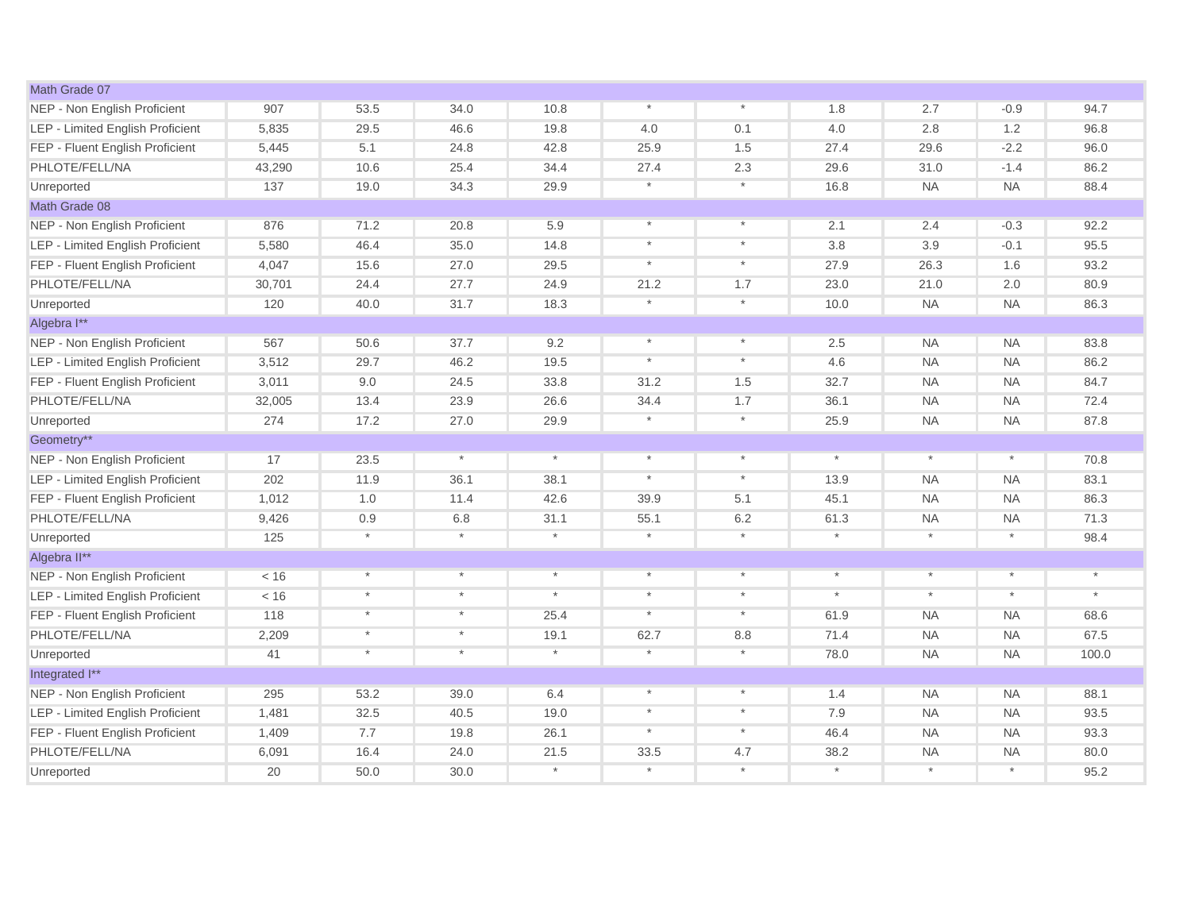| | | | | | | | | | | |
|---|---|---|---|---|---|---|---|---|---|---|
| Math Grade 07 | | | | | | | | | | |
| NEP - Non English Proficient | 907 | 53.5 | 34.0 | 10.8 | * | * | 1.8 | 2.7 | -0.9 | 94.7 |
| LEP - Limited English Proficient | 5,835 | 29.5 | 46.6 | 19.8 | 4.0 | 0.1 | 4.0 | 2.8 | 1.2 | 96.8 |
| FEP - Fluent English Proficient | 5,445 | 5.1 | 24.8 | 42.8 | 25.9 | 1.5 | 27.4 | 29.6 | -2.2 | 96.0 |
| PHLOTE/FELL/NA | 43,290 | 10.6 | 25.4 | 34.4 | 27.4 | 2.3 | 29.6 | 31.0 | -1.4 | 86.2 |
| Unreported | 137 | 19.0 | 34.3 | 29.9 | * | * | 16.8 | NA | NA | 88.4 |
| Math Grade 08 | | | | | | | | | | |
| NEP - Non English Proficient | 876 | 71.2 | 20.8 | 5.9 | * | * | 2.1 | 2.4 | -0.3 | 92.2 |
| LEP - Limited English Proficient | 5,580 | 46.4 | 35.0 | 14.8 | * | * | 3.8 | 3.9 | -0.1 | 95.5 |
| FEP - Fluent English Proficient | 4,047 | 15.6 | 27.0 | 29.5 | * | * | 27.9 | 26.3 | 1.6 | 93.2 |
| PHLOTE/FELL/NA | 30,701 | 24.4 | 27.7 | 24.9 | 21.2 | 1.7 | 23.0 | 21.0 | 2.0 | 80.9 |
| Unreported | 120 | 40.0 | 31.7 | 18.3 | * | * | 10.0 | NA | NA | 86.3 |
| Algebra I** | | | | | | | | | | |
| NEP - Non English Proficient | 567 | 50.6 | 37.7 | 9.2 | * | * | 2.5 | NA | NA | 83.8 |
| LEP - Limited English Proficient | 3,512 | 29.7 | 46.2 | 19.5 | * | * | 4.6 | NA | NA | 86.2 |
| FEP - Fluent English Proficient | 3,011 | 9.0 | 24.5 | 33.8 | 31.2 | 1.5 | 32.7 | NA | NA | 84.7 |
| PHLOTE/FELL/NA | 32,005 | 13.4 | 23.9 | 26.6 | 34.4 | 1.7 | 36.1 | NA | NA | 72.4 |
| Unreported | 274 | 17.2 | 27.0 | 29.9 | * | * | 25.9 | NA | NA | 87.8 |
| Geometry** | | | | | | | | | | |
| NEP - Non English Proficient | 17 | 23.5 | * | * | * | * | * | * | * | 70.8 |
| LEP - Limited English Proficient | 202 | 11.9 | 36.1 | 38.1 | * | * | 13.9 | NA | NA | 83.1 |
| FEP - Fluent English Proficient | 1,012 | 1.0 | 11.4 | 42.6 | 39.9 | 5.1 | 45.1 | NA | NA | 86.3 |
| PHLOTE/FELL/NA | 9,426 | 0.9 | 6.8 | 31.1 | 55.1 | 6.2 | 61.3 | NA | NA | 71.3 |
| Unreported | 125 | * | * | * | * | * | * | * | * | 98.4 |
| Algebra II** | | | | | | | | | | |
| NEP - Non English Proficient | < 16 | * | * | * | * | * | * | * | * | * |
| LEP - Limited English Proficient | < 16 | * | * | * | * | * | * | * | * | * |
| FEP - Fluent English Proficient | 118 | * | * | 25.4 | * | * | 61.9 | NA | NA | 68.6 |
| PHLOTE/FELL/NA | 2,209 | * | * | 19.1 | 62.7 | 8.8 | 71.4 | NA | NA | 67.5 |
| Unreported | 41 | * | * | * | * | * | 78.0 | NA | NA | 100.0 |
| Integrated I** | | | | | | | | | | |
| NEP - Non English Proficient | 295 | 53.2 | 39.0 | 6.4 | * | * | 1.4 | NA | NA | 88.1 |
| LEP - Limited English Proficient | 1,481 | 32.5 | 40.5 | 19.0 | * | * | 7.9 | NA | NA | 93.5 |
| FEP - Fluent English Proficient | 1,409 | 7.7 | 19.8 | 26.1 | * | * | 46.4 | NA | NA | 93.3 |
| PHLOTE/FELL/NA | 6,091 | 16.4 | 24.0 | 21.5 | 33.5 | 4.7 | 38.2 | NA | NA | 80.0 |
| Unreported | 20 | 50.0 | 30.0 | * | * | * | * | * | * | 95.2 |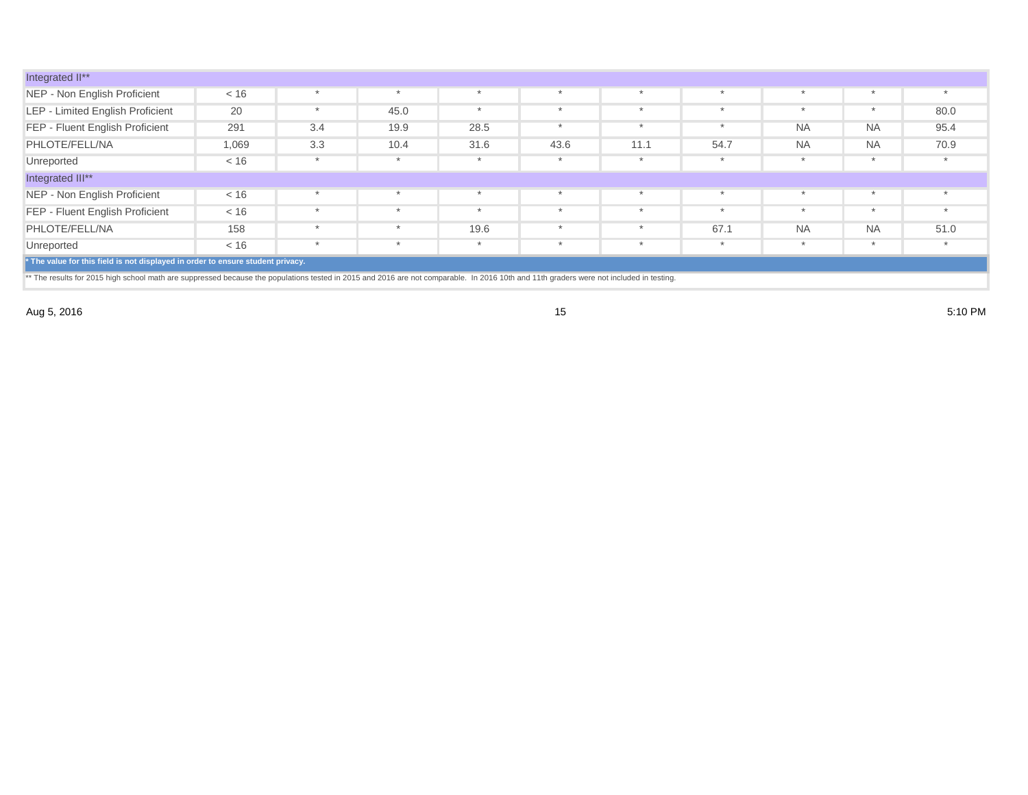| | | | | | | | | | |
|---|---|---|---|---|---|---|---|---|---|
| Integrated II** | | | | | | | | | |
| NEP - Non English Proficient | < 16 | * | * | * | * | * | * | * | * | * |
| LEP - Limited English Proficient | 20 | * | 45.0 | * | * | * | * | * | * | 80.0 |
| FEP - Fluent English Proficient | 291 | 3.4 | 19.9 | 28.5 | * | * | * | NA | NA | 95.4 |
| PHLOTE/FELL/NA | 1,069 | 3.3 | 10.4 | 31.6 | 43.6 | 11.1 | 54.7 | NA | NA | 70.9 |
| Unreported | < 16 | * | * | * | * | * | * | * | * | * |
| Integrated III** | | | | | | | | | | |
| NEP - Non English Proficient | < 16 | * | * | * | * | * | * | * | * | * |
| FEP - Fluent English Proficient | < 16 | * | * | * | * | * | * | * | * | * |
| PHLOTE/FELL/NA | 158 | * | * | 19.6 | * | * | 67.1 | NA | NA | 51.0 |
| Unreported | < 16 | * | * | * | * | * | * | * | * | * |

**\* The value for this field is not displayed in order to ensure student privacy.**

** The results for 2015 high school math are suppressed because the populations tested in 2015 and 2016 are not comparable. In 2016 10th and 11th graders were not included in testing.